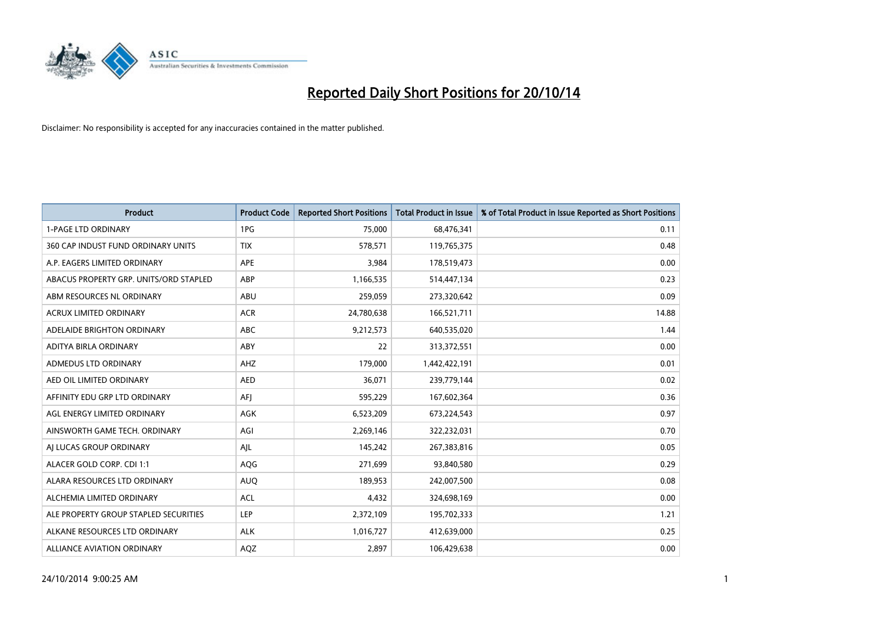# Reported Daily Short Positions for 20/10/14

Disclaimer: No responsibility is accepted for any inaccuracies contained in the matter published.

| Product | Product Code | Reported Short Positions | Total Product in Issue | % of Total Product in Issue Reported as Short Positions |
|---|---|---|---|---|
| 1-PAGE LTD ORDINARY | 1PG | 75,000 | 68,476,341 | 0.11 |
| 360 CAP INDUST FUND ORDINARY UNITS | TIX | 578,571 | 119,765,375 | 0.48 |
| A.P. EAGERS LIMITED ORDINARY | APE | 3,984 | 178,519,473 | 0.00 |
| ABACUS PROPERTY GRP. UNITS/ORD STAPLED | ABP | 1,166,535 | 514,447,134 | 0.23 |
| ABM RESOURCES NL ORDINARY | ABU | 259,059 | 273,320,642 | 0.09 |
| ACRUX LIMITED ORDINARY | ACR | 24,780,638 | 166,521,711 | 14.88 |
| ADELAIDE BRIGHTON ORDINARY | ABC | 9,212,573 | 640,535,020 | 1.44 |
| ADITYA BIRLA ORDINARY | ABY | 22 | 313,372,551 | 0.00 |
| ADMEDUS LTD ORDINARY | AHZ | 179,000 | 1,442,422,191 | 0.01 |
| AED OIL LIMITED ORDINARY | AED | 36,071 | 239,779,144 | 0.02 |
| AFFINITY EDU GRP LTD ORDINARY | AFJ | 595,229 | 167,602,364 | 0.36 |
| AGL ENERGY LIMITED ORDINARY | AGK | 6,523,209 | 673,224,543 | 0.97 |
| AINSWORTH GAME TECH. ORDINARY | AGI | 2,269,146 | 322,232,031 | 0.70 |
| AJ LUCAS GROUP ORDINARY | AJL | 145,242 | 267,383,816 | 0.05 |
| ALACER GOLD CORP. CDI 1:1 | AQG | 271,699 | 93,840,580 | 0.29 |
| ALARA RESOURCES LTD ORDINARY | AUQ | 189,953 | 242,007,500 | 0.08 |
| ALCHEMIA LIMITED ORDINARY | ACL | 4,432 | 324,698,169 | 0.00 |
| ALE PROPERTY GROUP STAPLED SECURITIES | LEP | 2,372,109 | 195,702,333 | 1.21 |
| ALKANE RESOURCES LTD ORDINARY | ALK | 1,016,727 | 412,639,000 | 0.25 |
| ALLIANCE AVIATION ORDINARY | AQZ | 2,897 | 106,429,638 | 0.00 |

24/10/2014 9:00:25 AM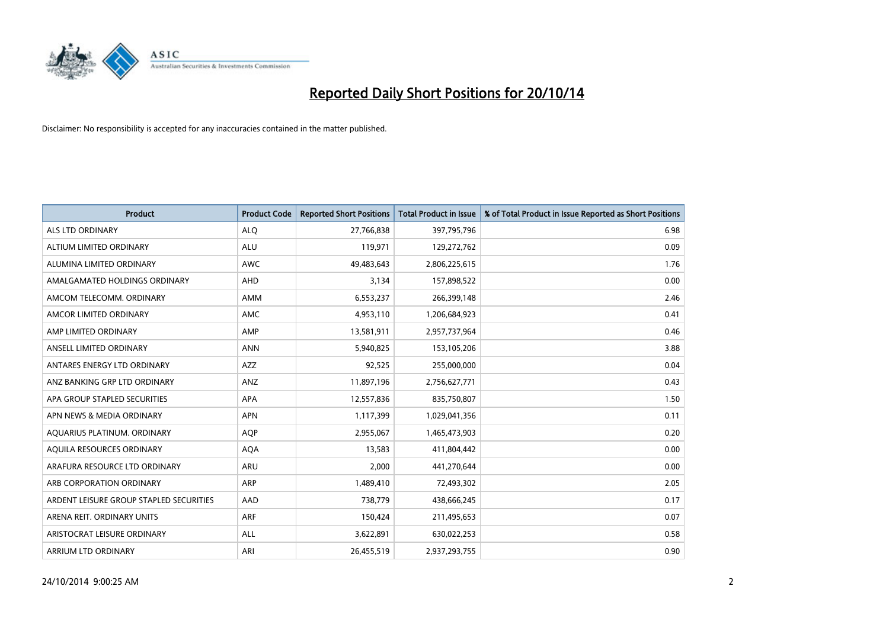# Reported Daily Short Positions for 20/10/14

Disclaimer: No responsibility is accepted for any inaccuracies contained in the matter published.

| Product | Product Code | Reported Short Positions | Total Product in Issue | % of Total Product in Issue Reported as Short Positions |
|---|---|---|---|---|
| ALS LTD ORDINARY | ALQ | 27,766,838 | 397,795,796 | 6.98 |
| ALTIUM LIMITED ORDINARY | ALU | 119,971 | 129,272,762 | 0.09 |
| ALUMINA LIMITED ORDINARY | AWC | 49,483,643 | 2,806,225,615 | 1.76 |
| AMALGAMATED HOLDINGS ORDINARY | AHD | 3,134 | 157,898,522 | 0.00 |
| AMCOM TELECOMM. ORDINARY | AMM | 6,553,237 | 266,399,148 | 2.46 |
| AMCOR LIMITED ORDINARY | AMC | 4,953,110 | 1,206,684,923 | 0.41 |
| AMP LIMITED ORDINARY | AMP | 13,581,911 | 2,957,737,964 | 0.46 |
| ANSELL LIMITED ORDINARY | ANN | 5,940,825 | 153,105,206 | 3.88 |
| ANTARES ENERGY LTD ORDINARY | AZZ | 92,525 | 255,000,000 | 0.04 |
| ANZ BANKING GRP LTD ORDINARY | ANZ | 11,897,196 | 2,756,627,771 | 0.43 |
| APA GROUP STAPLED SECURITIES | APA | 12,557,836 | 835,750,807 | 1.50 |
| APN NEWS & MEDIA ORDINARY | APN | 1,117,399 | 1,029,041,356 | 0.11 |
| AQUARIUS PLATINUM. ORDINARY | AQP | 2,955,067 | 1,465,473,903 | 0.20 |
| AQUILA RESOURCES ORDINARY | AQA | 13,583 | 411,804,442 | 0.00 |
| ARAFURA RESOURCE LTD ORDINARY | ARU | 2,000 | 441,270,644 | 0.00 |
| ARB CORPORATION ORDINARY | ARP | 1,489,410 | 72,493,302 | 2.05 |
| ARDENT LEISURE GROUP STAPLED SECURITIES | AAD | 738,779 | 438,666,245 | 0.17 |
| ARENA REIT. ORDINARY UNITS | ARF | 150,424 | 211,495,653 | 0.07 |
| ARISTOCRAT LEISURE ORDINARY | ALL | 3,622,891 | 630,022,253 | 0.58 |
| ARRIUM LTD ORDINARY | ARI | 26,455,519 | 2,937,293,755 | 0.90 |

24/10/2014 9:00:25 AM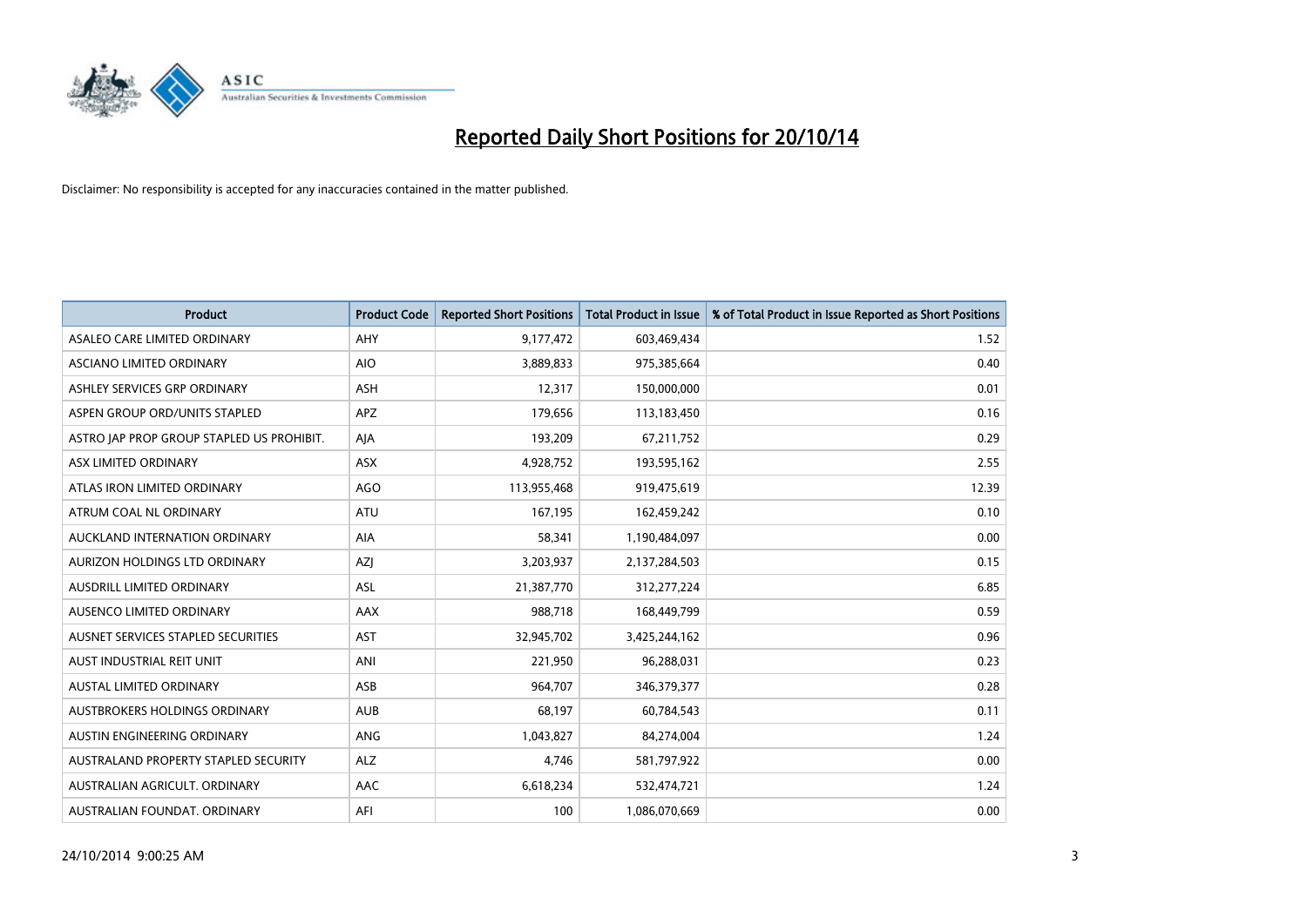# Reported Daily Short Positions for 20/10/14

Disclaimer: No responsibility is accepted for any inaccuracies contained in the matter published.

| Product | Product Code | Reported Short Positions | Total Product in Issue | % of Total Product in Issue Reported as Short Positions |
|---|---|---|---|---|
| ASALEO CARE LIMITED ORDINARY | AHY | 9,177,472 | 603,469,434 | 1.52 |
| ASCIANO LIMITED ORDINARY | AIO | 3,889,833 | 975,385,664 | 0.40 |
| ASHLEY SERVICES GRP ORDINARY | ASH | 12,317 | 150,000,000 | 0.01 |
| ASPEN GROUP ORD/UNITS STAPLED | APZ | 179,656 | 113,183,450 | 0.16 |
| ASTRO JAP PROP GROUP STAPLED US PROHIBIT. | AJA | 193,209 | 67,211,752 | 0.29 |
| ASX LIMITED ORDINARY | ASX | 4,928,752 | 193,595,162 | 2.55 |
| ATLAS IRON LIMITED ORDINARY | AGO | 113,955,468 | 919,475,619 | 12.39 |
| ATRUM COAL NL ORDINARY | ATU | 167,195 | 162,459,242 | 0.10 |
| AUCKLAND INTERNATION ORDINARY | AIA | 58,341 | 1,190,484,097 | 0.00 |
| AURIZON HOLDINGS LTD ORDINARY | AZJ | 3,203,937 | 2,137,284,503 | 0.15 |
| AUSDRILL LIMITED ORDINARY | ASL | 21,387,770 | 312,277,224 | 6.85 |
| AUSENCO LIMITED ORDINARY | AAX | 988,718 | 168,449,799 | 0.59 |
| AUSNET SERVICES STAPLED SECURITIES | AST | 32,945,702 | 3,425,244,162 | 0.96 |
| AUST INDUSTRIAL REIT UNIT | ANI | 221,950 | 96,288,031 | 0.23 |
| AUSTAL LIMITED ORDINARY | ASB | 964,707 | 346,379,377 | 0.28 |
| AUSTBROKERS HOLDINGS ORDINARY | AUB | 68,197 | 60,784,543 | 0.11 |
| AUSTIN ENGINEERING ORDINARY | ANG | 1,043,827 | 84,274,004 | 1.24 |
| AUSTRALAND PROPERTY STAPLED SECURITY | ALZ | 4,746 | 581,797,922 | 0.00 |
| AUSTRALIAN AGRICULT. ORDINARY | AAC | 6,618,234 | 532,474,721 | 1.24 |
| AUSTRALIAN FOUNDAT. ORDINARY | AFI | 100 | 1,086,070,669 | 0.00 |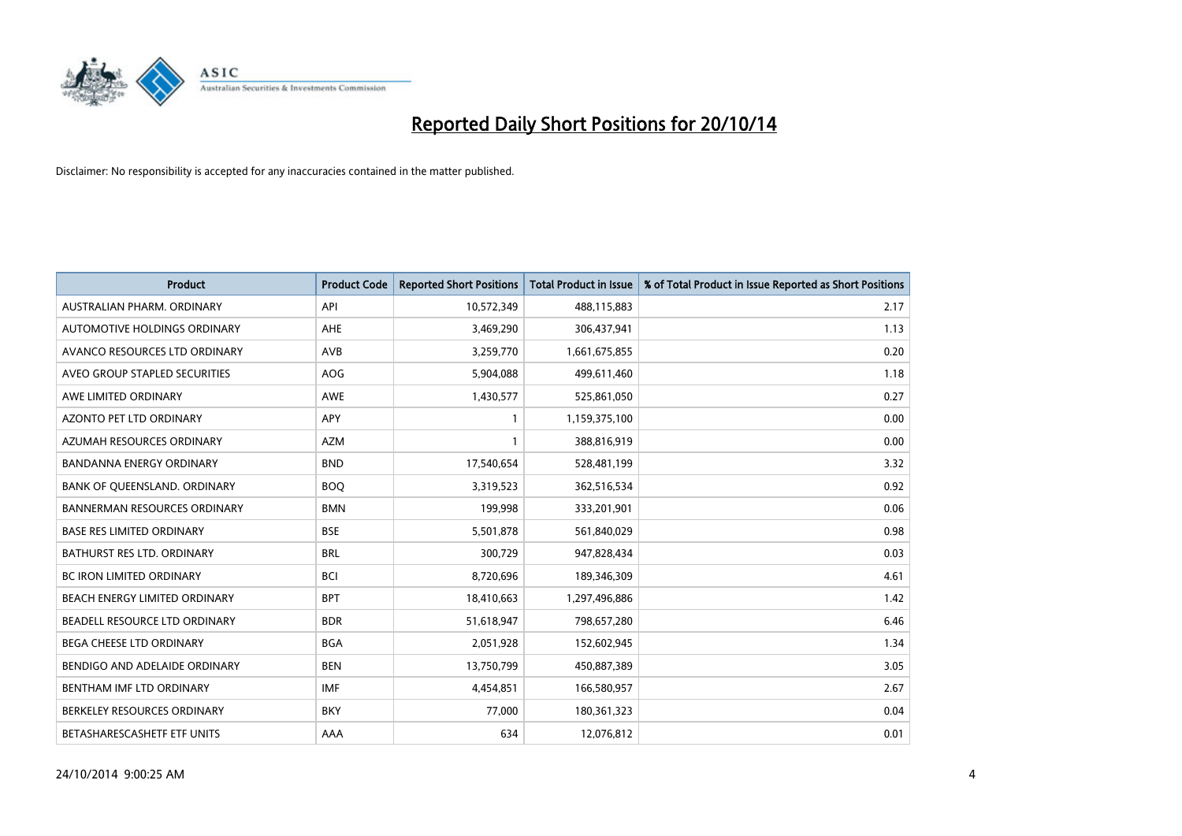# Reported Daily Short Positions for 20/10/14

Disclaimer: No responsibility is accepted for any inaccuracies contained in the matter published.

| Product | Product Code | Reported Short Positions | Total Product in Issue | % of Total Product in Issue Reported as Short Positions |
|---|---|---|---|---|
| AUSTRALIAN PHARM. ORDINARY | API | 10,572,349 | 488,115,883 | 2.17 |
| AUTOMOTIVE HOLDINGS ORDINARY | AHE | 3,469,290 | 306,437,941 | 1.13 |
| AVANCO RESOURCES LTD ORDINARY | AVB | 3,259,770 | 1,661,675,855 | 0.20 |
| AVEO GROUP STAPLED SECURITIES | AOG | 5,904,088 | 499,611,460 | 1.18 |
| AWE LIMITED ORDINARY | AWE | 1,430,577 | 525,861,050 | 0.27 |
| AZONTO PET LTD ORDINARY | APY | 1 | 1,159,375,100 | 0.00 |
| AZUMAH RESOURCES ORDINARY | AZM | 1 | 388,816,919 | 0.00 |
| BANDANNA ENERGY ORDINARY | BND | 17,540,654 | 528,481,199 | 3.32 |
| BANK OF QUEENSLAND. ORDINARY | BOQ | 3,319,523 | 362,516,534 | 0.92 |
| BANNERMAN RESOURCES ORDINARY | BMN | 199,998 | 333,201,901 | 0.06 |
| BASE RES LIMITED ORDINARY | BSE | 5,501,878 | 561,840,029 | 0.98 |
| BATHURST RES LTD. ORDINARY | BRL | 300,729 | 947,828,434 | 0.03 |
| BC IRON LIMITED ORDINARY | BCI | 8,720,696 | 189,346,309 | 4.61 |
| BEACH ENERGY LIMITED ORDINARY | BPT | 18,410,663 | 1,297,496,886 | 1.42 |
| BEADELL RESOURCE LTD ORDINARY | BDR | 51,618,947 | 798,657,280 | 6.46 |
| BEGA CHEESE LTD ORDINARY | BGA | 2,051,928 | 152,602,945 | 1.34 |
| BENDIGO AND ADELAIDE ORDINARY | BEN | 13,750,799 | 450,887,389 | 3.05 |
| BENTHAM IMF LTD ORDINARY | IMF | 4,454,851 | 166,580,957 | 2.67 |
| BERKELEY RESOURCES ORDINARY | BKY | 77,000 | 180,361,323 | 0.04 |
| BETASHARESCASHETF ETF UNITS | AAA | 634 | 12,076,812 | 0.01 |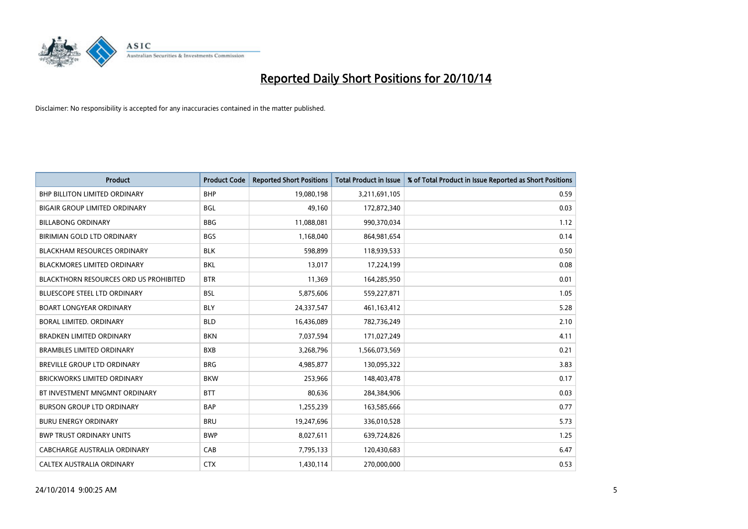# Reported Daily Short Positions for 20/10/14

Disclaimer: No responsibility is accepted for any inaccuracies contained in the matter published.

| Product | Product Code | Reported Short Positions | Total Product in Issue | % of Total Product in Issue Reported as Short Positions |
|---|---|---|---|---|
| BHP BILLITON LIMITED ORDINARY | BHP | 19,080,198 | 3,211,691,105 | 0.59 |
| BIGAIR GROUP LIMITED ORDINARY | BGL | 49,160 | 172,872,340 | 0.03 |
| BILLABONG ORDINARY | BBG | 11,088,081 | 990,370,034 | 1.12 |
| BIRIMIAN GOLD LTD ORDINARY | BGS | 1,168,040 | 864,981,654 | 0.14 |
| BLACKHAM RESOURCES ORDINARY | BLK | 598,899 | 118,939,533 | 0.50 |
| BLACKMORES LIMITED ORDINARY | BKL | 13,017 | 17,224,199 | 0.08 |
| BLACKTHORN RESOURCES ORD US PROHIBITED | BTR | 11,369 | 164,285,950 | 0.01 |
| BLUESCOPE STEEL LTD ORDINARY | BSL | 5,875,606 | 559,227,871 | 1.05 |
| BOART LONGYEAR ORDINARY | BLY | 24,337,547 | 461,163,412 | 5.28 |
| BORAL LIMITED. ORDINARY | BLD | 16,436,089 | 782,736,249 | 2.10 |
| BRADKEN LIMITED ORDINARY | BKN | 7,037,594 | 171,027,249 | 4.11 |
| BRAMBLES LIMITED ORDINARY | BXB | 3,268,796 | 1,566,073,569 | 0.21 |
| BREVILLE GROUP LTD ORDINARY | BRG | 4,985,877 | 130,095,322 | 3.83 |
| BRICKWORKS LIMITED ORDINARY | BKW | 253,966 | 148,403,478 | 0.17 |
| BT INVESTMENT MNGMNT ORDINARY | BTT | 80,636 | 284,384,906 | 0.03 |
| BURSON GROUP LTD ORDINARY | BAP | 1,255,239 | 163,585,666 | 0.77 |
| BURU ENERGY ORDINARY | BRU | 19,247,696 | 336,010,528 | 5.73 |
| BWP TRUST ORDINARY UNITS | BWP | 8,027,611 | 639,724,826 | 1.25 |
| CABCHARGE AUSTRALIA ORDINARY | CAB | 7,795,133 | 120,430,683 | 6.47 |
| CALTEX AUSTRALIA ORDINARY | CTX | 1,430,114 | 270,000,000 | 0.53 |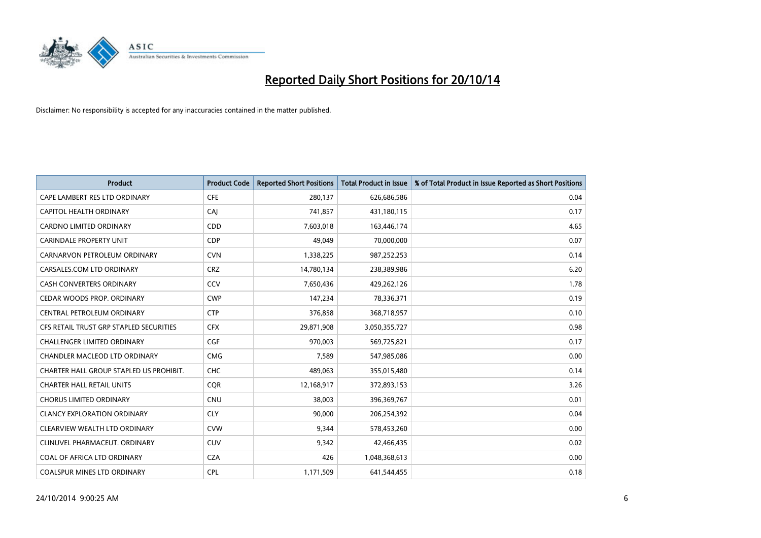# Reported Daily Short Positions for 20/10/14

Disclaimer: No responsibility is accepted for any inaccuracies contained in the matter published.

| Product | Product Code | Reported Short Positions | Total Product in Issue | % of Total Product in Issue Reported as Short Positions |
|---|---|---|---|---|
| CAPE LAMBERT RES LTD ORDINARY | CFE | 280,137 | 626,686,586 | 0.04 |
| CAPITOL HEALTH ORDINARY | CAJ | 741,857 | 431,180,115 | 0.17 |
| CARDNO LIMITED ORDINARY | CDD | 7,603,018 | 163,446,174 | 4.65 |
| CARINDALE PROPERTY UNIT | CDP | 49,049 | 70,000,000 | 0.07 |
| CARNARVON PETROLEUM ORDINARY | CVN | 1,338,225 | 987,252,253 | 0.14 |
| CARSALES.COM LTD ORDINARY | CRZ | 14,780,134 | 238,389,986 | 6.20 |
| CASH CONVERTERS ORDINARY | CCV | 7,650,436 | 429,262,126 | 1.78 |
| CEDAR WOODS PROP. ORDINARY | CWP | 147,234 | 78,336,371 | 0.19 |
| CENTRAL PETROLEUM ORDINARY | CTP | 376,858 | 368,718,957 | 0.10 |
| CFS RETAIL TRUST GRP STAPLED SECURITIES | CFX | 29,871,908 | 3,050,355,727 | 0.98 |
| CHALLENGER LIMITED ORDINARY | CGF | 970,003 | 569,725,821 | 0.17 |
| CHANDLER MACLEOD LTD ORDINARY | CMG | 7,589 | 547,985,086 | 0.00 |
| CHARTER HALL GROUP STAPLED US PROHIBIT. | CHC | 489,063 | 355,015,480 | 0.14 |
| CHARTER HALL RETAIL UNITS | CQR | 12,168,917 | 372,893,153 | 3.26 |
| CHORUS LIMITED ORDINARY | CNU | 38,003 | 396,369,767 | 0.01 |
| CLANCY EXPLORATION ORDINARY | CLY | 90,000 | 206,254,392 | 0.04 |
| CLEARVIEW WEALTH LTD ORDINARY | CVW | 9,344 | 578,453,260 | 0.00 |
| CLINUVEL PHARMACEUT. ORDINARY | CUV | 9,342 | 42,466,435 | 0.02 |
| COAL OF AFRICA LTD ORDINARY | CZA | 426 | 1,048,368,613 | 0.00 |
| COALSPUR MINES LTD ORDINARY | CPL | 1,171,509 | 641,544,455 | 0.18 |

24/10/2014 9:00:25 AM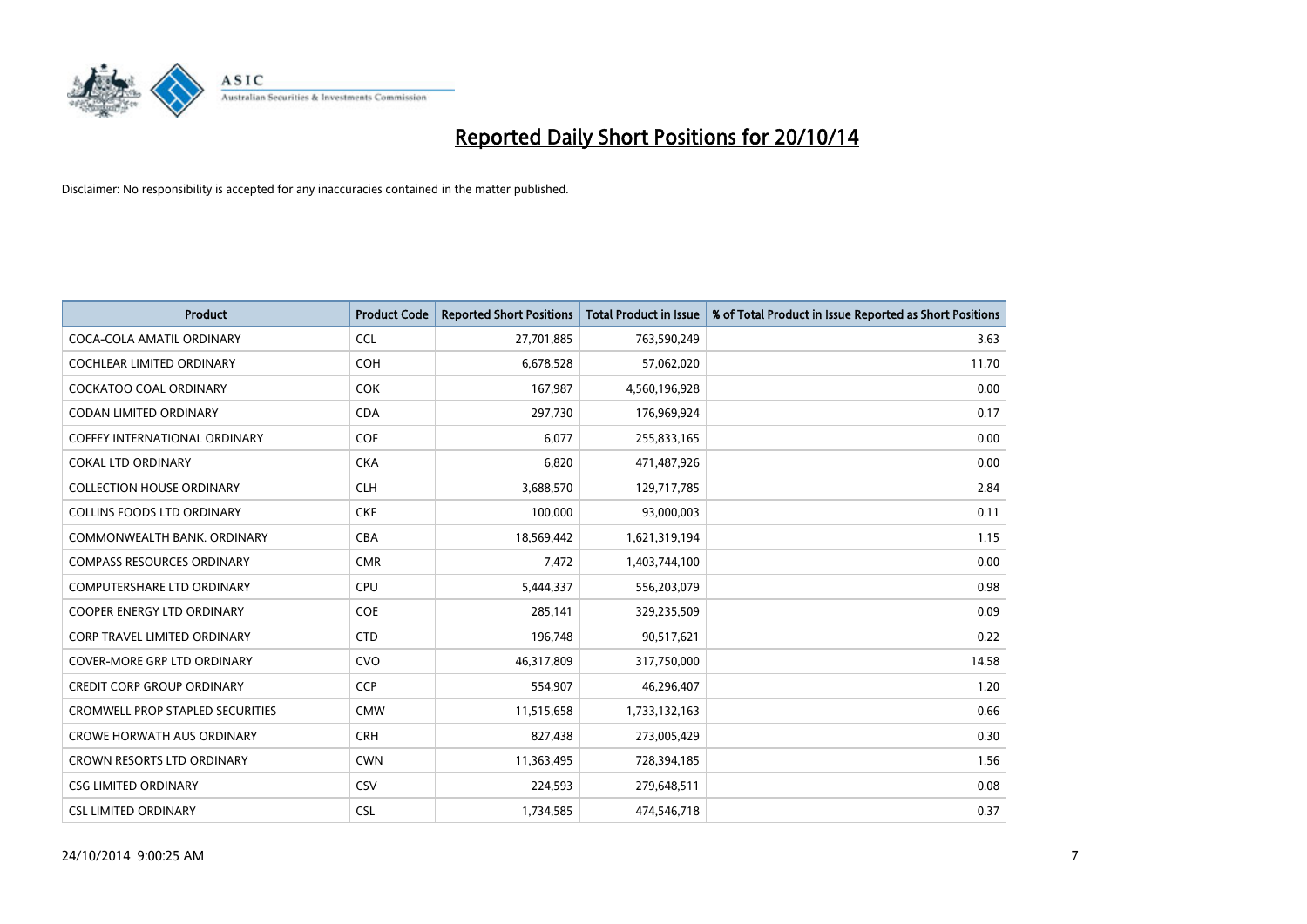# Reported Daily Short Positions for 20/10/14

Disclaimer: No responsibility is accepted for any inaccuracies contained in the matter published.

| Product | Product Code | Reported Short Positions | Total Product in Issue | % of Total Product in Issue Reported as Short Positions |
|---|---|---|---|---|
| COCA-COLA AMATIL ORDINARY | CCL | 27,701,885 | 763,590,249 | 3.63 |
| COCHLEAR LIMITED ORDINARY | COH | 6,678,528 | 57,062,020 | 11.70 |
| COCKATOO COAL ORDINARY | COK | 167,987 | 4,560,196,928 | 0.00 |
| CODAN LIMITED ORDINARY | CDA | 297,730 | 176,969,924 | 0.17 |
| COFFEY INTERNATIONAL ORDINARY | COF | 6,077 | 255,833,165 | 0.00 |
| COKAL LTD ORDINARY | CKA | 6,820 | 471,487,926 | 0.00 |
| COLLECTION HOUSE ORDINARY | CLH | 3,688,570 | 129,717,785 | 2.84 |
| COLLINS FOODS LTD ORDINARY | CKF | 100,000 | 93,000,003 | 0.11 |
| COMMONWEALTH BANK. ORDINARY | CBA | 18,569,442 | 1,621,319,194 | 1.15 |
| COMPASS RESOURCES ORDINARY | CMR | 7,472 | 1,403,744,100 | 0.00 |
| COMPUTERSHARE LTD ORDINARY | CPU | 5,444,337 | 556,203,079 | 0.98 |
| COOPER ENERGY LTD ORDINARY | COE | 285,141 | 329,235,509 | 0.09 |
| CORP TRAVEL LIMITED ORDINARY | CTD | 196,748 | 90,517,621 | 0.22 |
| COVER-MORE GRP LTD ORDINARY | CVO | 46,317,809 | 317,750,000 | 14.58 |
| CREDIT CORP GROUP ORDINARY | CCP | 554,907 | 46,296,407 | 1.20 |
| CROMWELL PROP STAPLED SECURITIES | CMW | 11,515,658 | 1,733,132,163 | 0.66 |
| CROWE HORWATH AUS ORDINARY | CRH | 827,438 | 273,005,429 | 0.30 |
| CROWN RESORTS LTD ORDINARY | CWN | 11,363,495 | 728,394,185 | 1.56 |
| CSG LIMITED ORDINARY | CSV | 224,593 | 279,648,511 | 0.08 |
| CSL LIMITED ORDINARY | CSL | 1,734,585 | 474,546,718 | 0.37 |

24/10/2014 9:00:25 AM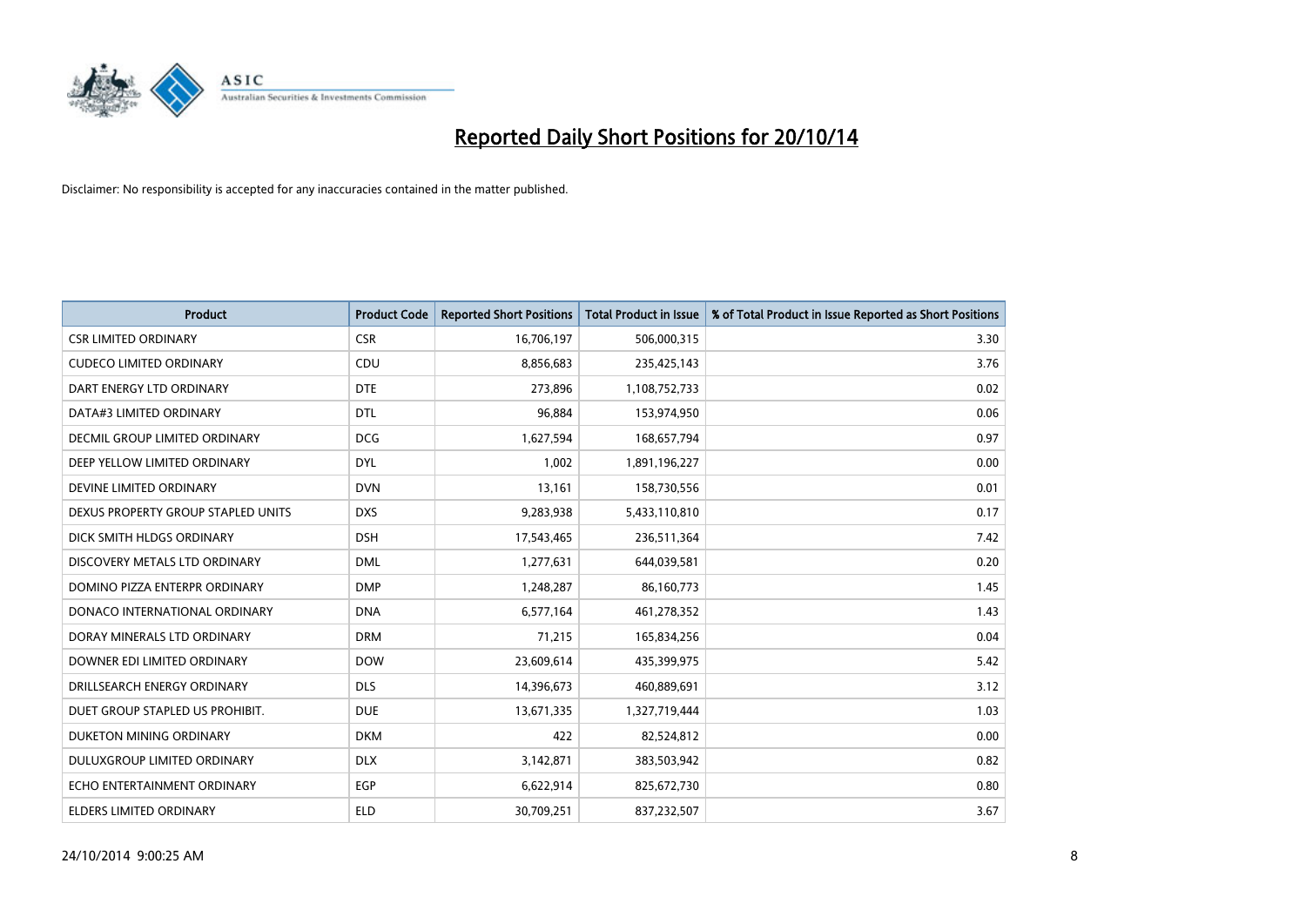# Reported Daily Short Positions for 20/10/14

Disclaimer: No responsibility is accepted for any inaccuracies contained in the matter published.

| Product | Product Code | Reported Short Positions | Total Product in Issue | % of Total Product in Issue Reported as Short Positions |
|---|---|---|---|---|
| CSR LIMITED ORDINARY | CSR | 16,706,197 | 506,000,315 | 3.30 |
| CUDECO LIMITED ORDINARY | CDU | 8,856,683 | 235,425,143 | 3.76 |
| DART ENERGY LTD ORDINARY | DTE | 273,896 | 1,108,752,733 | 0.02 |
| DATA#3 LIMITED ORDINARY | DTL | 96,884 | 153,974,950 | 0.06 |
| DECMIL GROUP LIMITED ORDINARY | DCG | 1,627,594 | 168,657,794 | 0.97 |
| DEEP YELLOW LIMITED ORDINARY | DYL | 1,002 | 1,891,196,227 | 0.00 |
| DEVINE LIMITED ORDINARY | DVN | 13,161 | 158,730,556 | 0.01 |
| DEXUS PROPERTY GROUP STAPLED UNITS | DXS | 9,283,938 | 5,433,110,810 | 0.17 |
| DICK SMITH HLDGS ORDINARY | DSH | 17,543,465 | 236,511,364 | 7.42 |
| DISCOVERY METALS LTD ORDINARY | DML | 1,277,631 | 644,039,581 | 0.20 |
| DOMINO PIZZA ENTERPR ORDINARY | DMP | 1,248,287 | 86,160,773 | 1.45 |
| DONACO INTERNATIONAL ORDINARY | DNA | 6,577,164 | 461,278,352 | 1.43 |
| DORAY MINERALS LTD ORDINARY | DRM | 71,215 | 165,834,256 | 0.04 |
| DOWNER EDI LIMITED ORDINARY | DOW | 23,609,614 | 435,399,975 | 5.42 |
| DRILLSEARCH ENERGY ORDINARY | DLS | 14,396,673 | 460,889,691 | 3.12 |
| DUET GROUP STAPLED US PROHIBIT. | DUE | 13,671,335 | 1,327,719,444 | 1.03 |
| DUKETON MINING ORDINARY | DKM | 422 | 82,524,812 | 0.00 |
| DULUXGROUP LIMITED ORDINARY | DLX | 3,142,871 | 383,503,942 | 0.82 |
| ECHO ENTERTAINMENT ORDINARY | EGP | 6,622,914 | 825,672,730 | 0.80 |
| ELDERS LIMITED ORDINARY | ELD | 30,709,251 | 837,232,507 | 3.67 |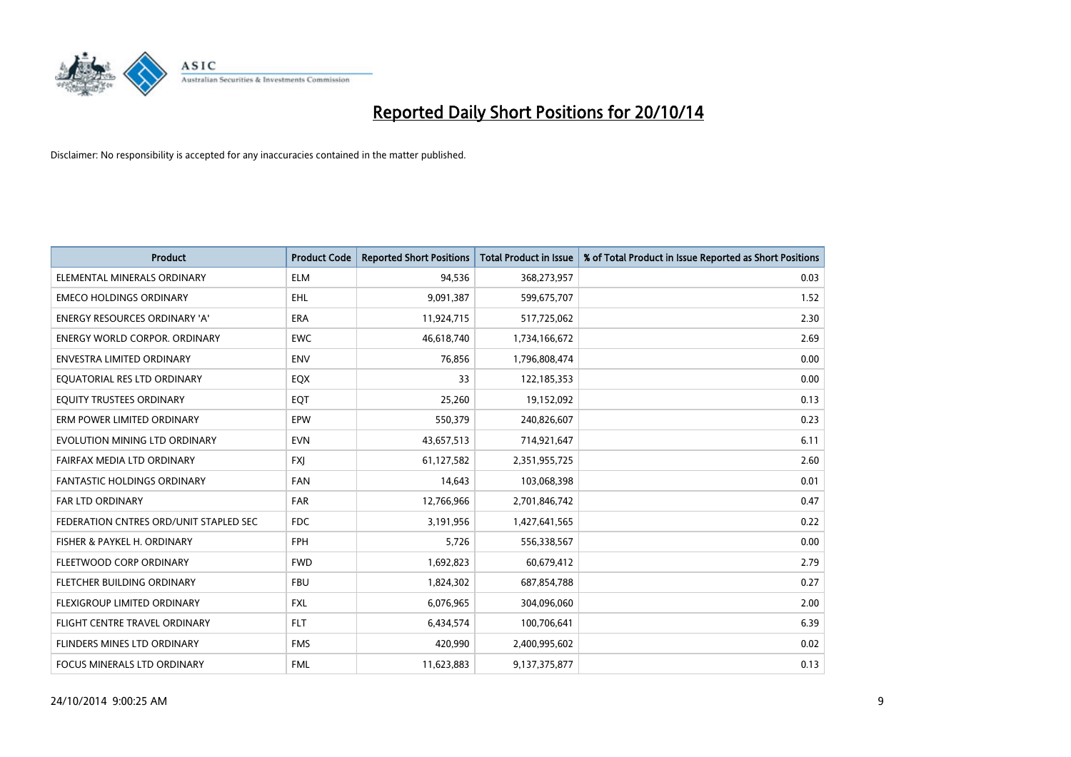# Reported Daily Short Positions for 20/10/14

Disclaimer: No responsibility is accepted for any inaccuracies contained in the matter published.

| Product | Product Code | Reported Short Positions | Total Product in Issue | % of Total Product in Issue Reported as Short Positions |
|---|---|---|---|---|
| ELEMENTAL MINERALS ORDINARY | ELM | 94,536 | 368,273,957 | 0.03 |
| EMECO HOLDINGS ORDINARY | EHL | 9,091,387 | 599,675,707 | 1.52 |
| ENERGY RESOURCES ORDINARY 'A' | ERA | 11,924,715 | 517,725,062 | 2.30 |
| ENERGY WORLD CORPOR. ORDINARY | EWC | 46,618,740 | 1,734,166,672 | 2.69 |
| ENVESTRA LIMITED ORDINARY | ENV | 76,856 | 1,796,808,474 | 0.00 |
| EQUATORIAL RES LTD ORDINARY | EQX | 33 | 122,185,353 | 0.00 |
| EQUITY TRUSTEES ORDINARY | EQT | 25,260 | 19,152,092 | 0.13 |
| ERM POWER LIMITED ORDINARY | EPW | 550,379 | 240,826,607 | 0.23 |
| EVOLUTION MINING LTD ORDINARY | EVN | 43,657,513 | 714,921,647 | 6.11 |
| FAIRFAX MEDIA LTD ORDINARY | FXJ | 61,127,582 | 2,351,955,725 | 2.60 |
| FANTASTIC HOLDINGS ORDINARY | FAN | 14,643 | 103,068,398 | 0.01 |
| FAR LTD ORDINARY | FAR | 12,766,966 | 2,701,846,742 | 0.47 |
| FEDERATION CNTRES ORD/UNIT STAPLED SEC | FDC | 3,191,956 | 1,427,641,565 | 0.22 |
| FISHER & PAYKEL H. ORDINARY | FPH | 5,726 | 556,338,567 | 0.00 |
| FLEETWOOD CORP ORDINARY | FWD | 1,692,823 | 60,679,412 | 2.79 |
| FLETCHER BUILDING ORDINARY | FBU | 1,824,302 | 687,854,788 | 0.27 |
| FLEXIGROUP LIMITED ORDINARY | FXL | 6,076,965 | 304,096,060 | 2.00 |
| FLIGHT CENTRE TRAVEL ORDINARY | FLT | 6,434,574 | 100,706,641 | 6.39 |
| FLINDERS MINES LTD ORDINARY | FMS | 420,990 | 2,400,995,602 | 0.02 |
| FOCUS MINERALS LTD ORDINARY | FML | 11,623,883 | 9,137,375,877 | 0.13 |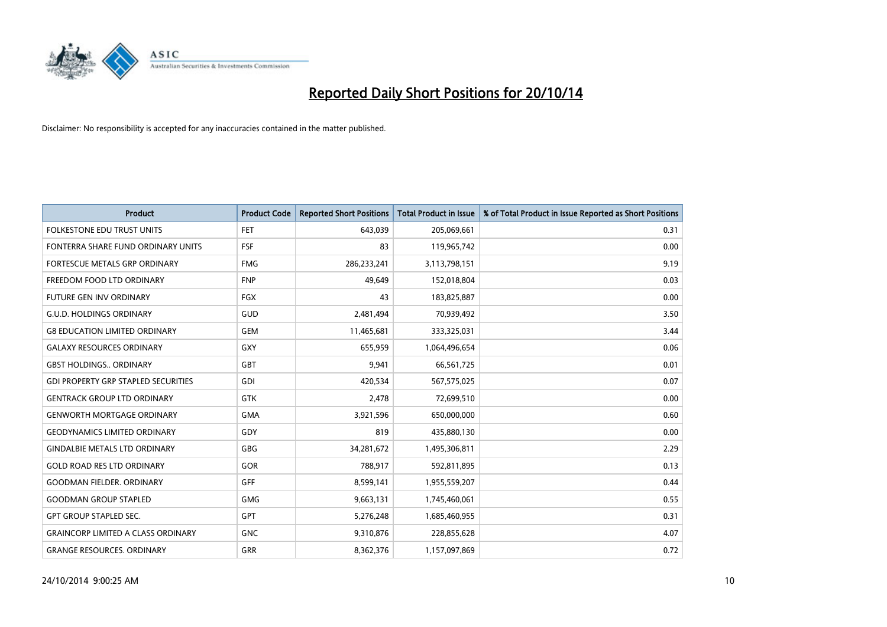# Reported Daily Short Positions for 20/10/14

Disclaimer: No responsibility is accepted for any inaccuracies contained in the matter published.

| Product | Product Code | Reported Short Positions | Total Product in Issue | % of Total Product in Issue Reported as Short Positions |
|---|---|---|---|---|
| FOLKESTONE EDU TRUST UNITS | FET | 643,039 | 205,069,661 | 0.31 |
| FONTERRA SHARE FUND ORDINARY UNITS | FSF | 83 | 119,965,742 | 0.00 |
| FORTESCUE METALS GRP ORDINARY | FMG | 286,233,241 | 3,113,798,151 | 9.19 |
| FREEDOM FOOD LTD ORDINARY | FNP | 49,649 | 152,018,804 | 0.03 |
| FUTURE GEN INV ORDINARY | FGX | 43 | 183,825,887 | 0.00 |
| G.U.D. HOLDINGS ORDINARY | GUD | 2,481,494 | 70,939,492 | 3.50 |
| G8 EDUCATION LIMITED ORDINARY | GEM | 11,465,681 | 333,325,031 | 3.44 |
| GALAXY RESOURCES ORDINARY | GXY | 655,959 | 1,064,496,654 | 0.06 |
| GBST HOLDINGS.. ORDINARY | GBT | 9,941 | 66,561,725 | 0.01 |
| GDI PROPERTY GRP STAPLED SECURITIES | GDI | 420,534 | 567,575,025 | 0.07 |
| GENTRACK GROUP LTD ORDINARY | GTK | 2,478 | 72,699,510 | 0.00 |
| GENWORTH MORTGAGE ORDINARY | GMA | 3,921,596 | 650,000,000 | 0.60 |
| GEODYNAMICS LIMITED ORDINARY | GDY | 819 | 435,880,130 | 0.00 |
| GINDALBIE METALS LTD ORDINARY | GBG | 34,281,672 | 1,495,306,811 | 2.29 |
| GOLD ROAD RES LTD ORDINARY | GOR | 788,917 | 592,811,895 | 0.13 |
| GOODMAN FIELDER. ORDINARY | GFF | 8,599,141 | 1,955,559,207 | 0.44 |
| GOODMAN GROUP STAPLED | GMG | 9,663,131 | 1,745,460,061 | 0.55 |
| GPT GROUP STAPLED SEC. | GPT | 5,276,248 | 1,685,460,955 | 0.31 |
| GRAINCORP LIMITED A CLASS ORDINARY | GNC | 9,310,876 | 228,855,628 | 4.07 |
| GRANGE RESOURCES. ORDINARY | GRR | 8,362,376 | 1,157,097,869 | 0.72 |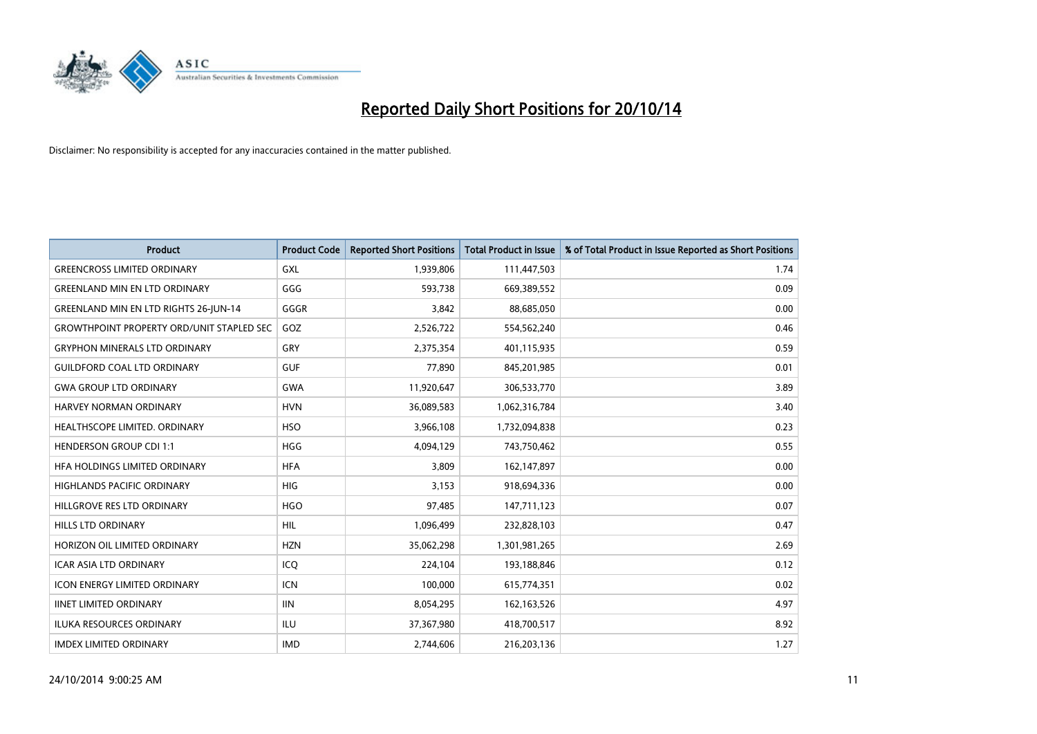# Reported Daily Short Positions for 20/10/14

Disclaimer: No responsibility is accepted for any inaccuracies contained in the matter published.

| Product | Product Code | Reported Short Positions | Total Product in Issue | % of Total Product in Issue Reported as Short Positions |
|---|---|---|---|---|
| GREENCROSS LIMITED ORDINARY | GXL | 1,939,806 | 111,447,503 | 1.74 |
| GREENLAND MIN EN LTD ORDINARY | GGG | 593,738 | 669,389,552 | 0.09 |
| GREENLAND MIN EN LTD RIGHTS 26-JUN-14 | GGGR | 3,842 | 88,685,050 | 0.00 |
| GROWTHPOINT PROPERTY ORD/UNIT STAPLED SEC | GOZ | 2,526,722 | 554,562,240 | 0.46 |
| GRYPHON MINERALS LTD ORDINARY | GRY | 2,375,354 | 401,115,935 | 0.59 |
| GUILDFORD COAL LTD ORDINARY | GUF | 77,890 | 845,201,985 | 0.01 |
| GWA GROUP LTD ORDINARY | GWA | 11,920,647 | 306,533,770 | 3.89 |
| HARVEY NORMAN ORDINARY | HVN | 36,089,583 | 1,062,316,784 | 3.40 |
| HEALTHSCOPE LIMITED. ORDINARY | HSO | 3,966,108 | 1,732,094,838 | 0.23 |
| HENDERSON GROUP CDI 1:1 | HGG | 4,094,129 | 743,750,462 | 0.55 |
| HFA HOLDINGS LIMITED ORDINARY | HFA | 3,809 | 162,147,897 | 0.00 |
| HIGHLANDS PACIFIC ORDINARY | HIG | 3,153 | 918,694,336 | 0.00 |
| HILLGROVE RES LTD ORDINARY | HGO | 97,485 | 147,711,123 | 0.07 |
| HILLS LTD ORDINARY | HIL | 1,096,499 | 232,828,103 | 0.47 |
| HORIZON OIL LIMITED ORDINARY | HZN | 35,062,298 | 1,301,981,265 | 2.69 |
| ICAR ASIA LTD ORDINARY | ICQ | 224,104 | 193,188,846 | 0.12 |
| ICON ENERGY LIMITED ORDINARY | ICN | 100,000 | 615,774,351 | 0.02 |
| IINET LIMITED ORDINARY | IIN | 8,054,295 | 162,163,526 | 4.97 |
| ILUKA RESOURCES ORDINARY | ILU | 37,367,980 | 418,700,517 | 8.92 |
| IMDEX LIMITED ORDINARY | IMD | 2,744,606 | 216,203,136 | 1.27 |

24/10/2014 9:00:25 AM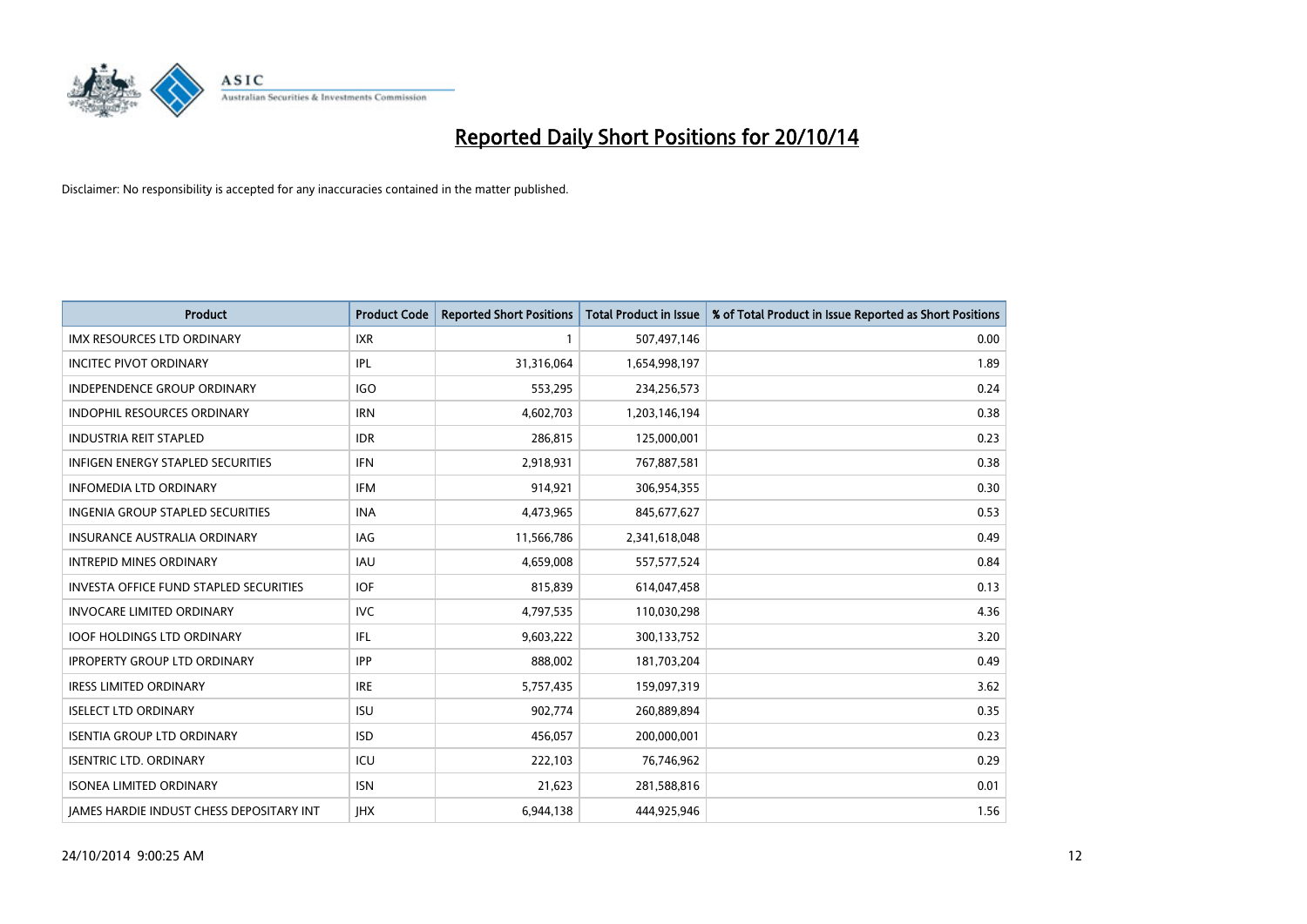# Reported Daily Short Positions for 20/10/14

Disclaimer: No responsibility is accepted for any inaccuracies contained in the matter published.

| Product | Product Code | Reported Short Positions | Total Product in Issue | % of Total Product in Issue Reported as Short Positions |
|---|---|---|---|---|
| IMX RESOURCES LTD ORDINARY | IXR | 1 | 507,497,146 | 0.00 |
| INCITEC PIVOT ORDINARY | IPL | 31,316,064 | 1,654,998,197 | 1.89 |
| INDEPENDENCE GROUP ORDINARY | IGO | 553,295 | 234,256,573 | 0.24 |
| INDOPHIL RESOURCES ORDINARY | IRN | 4,602,703 | 1,203,146,194 | 0.38 |
| INDUSTRIA REIT STAPLED | IDR | 286,815 | 125,000,001 | 0.23 |
| INFIGEN ENERGY STAPLED SECURITIES | IFN | 2,918,931 | 767,887,581 | 0.38 |
| INFOMEDIA LTD ORDINARY | IFM | 914,921 | 306,954,355 | 0.30 |
| INGENIA GROUP STAPLED SECURITIES | INA | 4,473,965 | 845,677,627 | 0.53 |
| INSURANCE AUSTRALIA ORDINARY | IAG | 11,566,786 | 2,341,618,048 | 0.49 |
| INTREPID MINES ORDINARY | IAU | 4,659,008 | 557,577,524 | 0.84 |
| INVESTA OFFICE FUND STAPLED SECURITIES | IOF | 815,839 | 614,047,458 | 0.13 |
| INVOCARE LIMITED ORDINARY | IVC | 4,797,535 | 110,030,298 | 4.36 |
| IOOF HOLDINGS LTD ORDINARY | IFL | 9,603,222 | 300,133,752 | 3.20 |
| IPROPERTY GROUP LTD ORDINARY | IPP | 888,002 | 181,703,204 | 0.49 |
| IRESS LIMITED ORDINARY | IRE | 5,757,435 | 159,097,319 | 3.62 |
| ISELECT LTD ORDINARY | ISU | 902,774 | 260,889,894 | 0.35 |
| ISENTIA GROUP LTD ORDINARY | ISD | 456,057 | 200,000,001 | 0.23 |
| ISENTRIC LTD. ORDINARY | ICU | 222,103 | 76,746,962 | 0.29 |
| ISONEA LIMITED ORDINARY | ISN | 21,623 | 281,588,816 | 0.01 |
| JAMES HARDIE INDUST CHESS DEPOSITARY INT | JHX | 6,944,138 | 444,925,946 | 1.56 |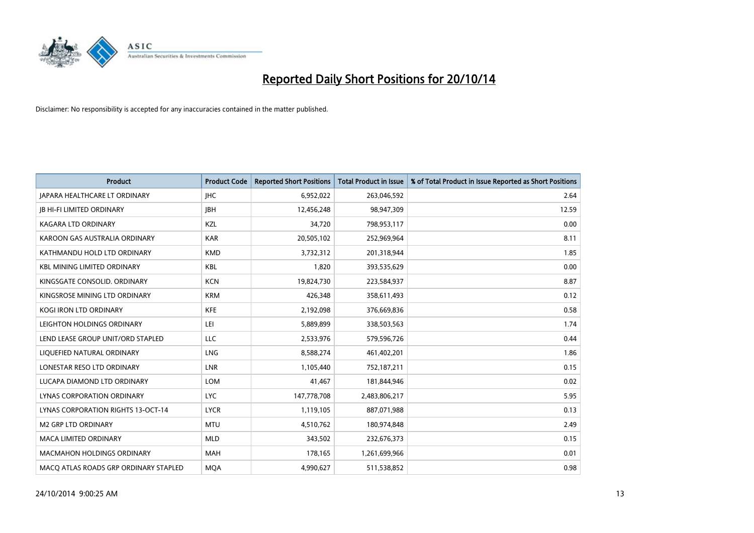# Reported Daily Short Positions for 20/10/14

Disclaimer: No responsibility is accepted for any inaccuracies contained in the matter published.

| Product | Product Code | Reported Short Positions | Total Product in Issue | % of Total Product in Issue Reported as Short Positions |
|---|---|---|---|---|
| JAPARA HEALTHCARE LT ORDINARY | JHC | 6,952,022 | 263,046,592 | 2.64 |
| JB HI-FI LIMITED ORDINARY | JBH | 12,456,248 | 98,947,309 | 12.59 |
| KAGARA LTD ORDINARY | KZL | 34,720 | 798,953,117 | 0.00 |
| KAROON GAS AUSTRALIA ORDINARY | KAR | 20,505,102 | 252,969,964 | 8.11 |
| KATHMANDU HOLD LTD ORDINARY | KMD | 3,732,312 | 201,318,944 | 1.85 |
| KBL MINING LIMITED ORDINARY | KBL | 1,820 | 393,535,629 | 0.00 |
| KINGSGATE CONSOLID. ORDINARY | KCN | 19,824,730 | 223,584,937 | 8.87 |
| KINGSROSE MINING LTD ORDINARY | KRM | 426,348 | 358,611,493 | 0.12 |
| KOGI IRON LTD ORDINARY | KFE | 2,192,098 | 376,669,836 | 0.58 |
| LEIGHTON HOLDINGS ORDINARY | LEI | 5,889,899 | 338,503,563 | 1.74 |
| LEND LEASE GROUP UNIT/ORD STAPLED | LLC | 2,533,976 | 579,596,726 | 0.44 |
| LIQUEFIED NATURAL ORDINARY | LNG | 8,588,274 | 461,402,201 | 1.86 |
| LONESTAR RESO LTD ORDINARY | LNR | 1,105,440 | 752,187,211 | 0.15 |
| LUCAPA DIAMOND LTD ORDINARY | LOM | 41,467 | 181,844,946 | 0.02 |
| LYNAS CORPORATION ORDINARY | LYC | 147,778,708 | 2,483,806,217 | 5.95 |
| LYNAS CORPORATION RIGHTS 13-OCT-14 | LYCR | 1,119,105 | 887,071,988 | 0.13 |
| M2 GRP LTD ORDINARY | MTU | 4,510,762 | 180,974,848 | 2.49 |
| MACA LIMITED ORDINARY | MLD | 343,502 | 232,676,373 | 0.15 |
| MACMAHON HOLDINGS ORDINARY | MAH | 178,165 | 1,261,699,966 | 0.01 |
| MACQ ATLAS ROADS GRP ORDINARY STAPLED | MQA | 4,990,627 | 511,538,852 | 0.98 |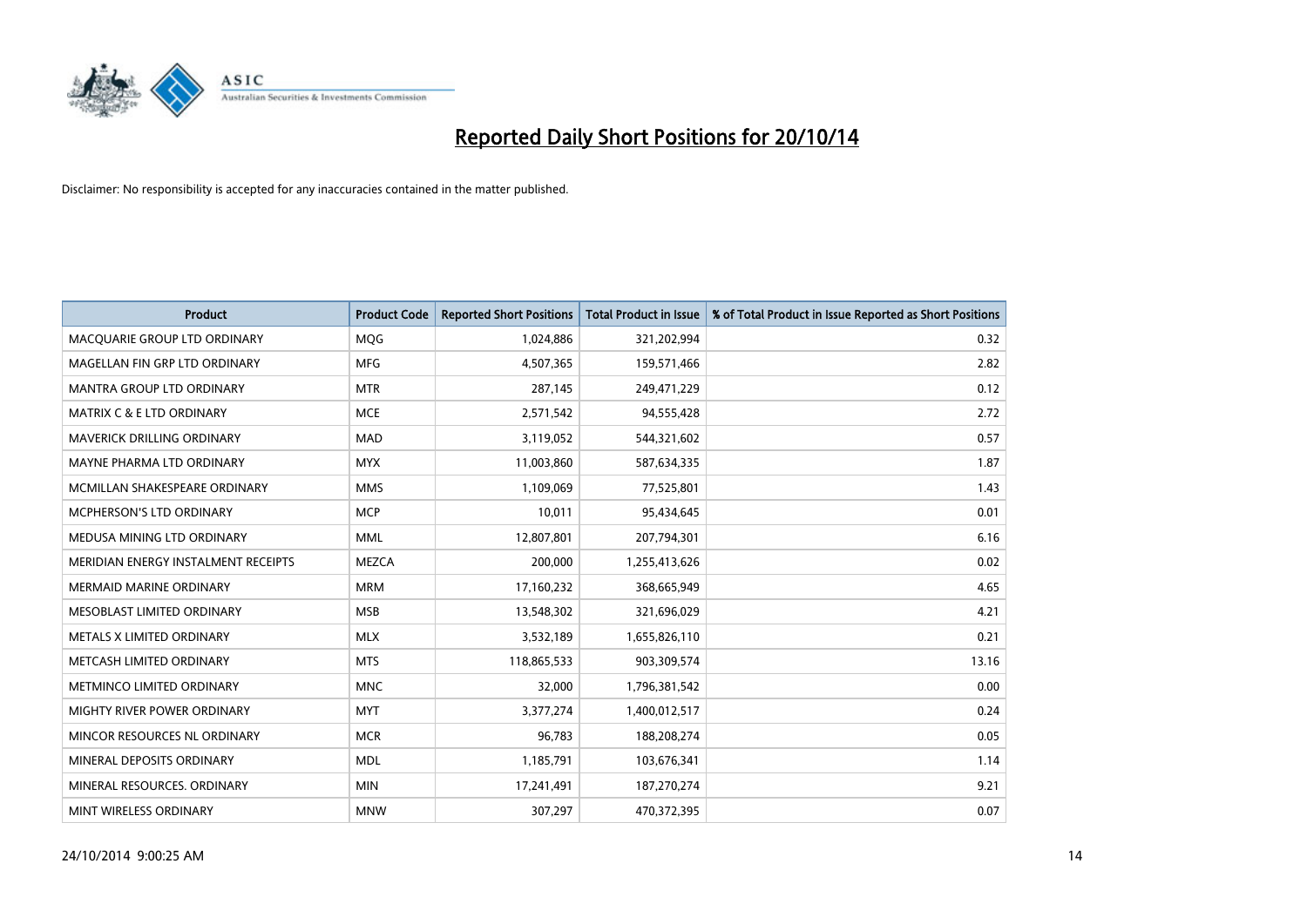# Reported Daily Short Positions for 20/10/14

Disclaimer: No responsibility is accepted for any inaccuracies contained in the matter published.

| Product | Product Code | Reported Short Positions | Total Product in Issue | % of Total Product in Issue Reported as Short Positions |
|---|---|---|---|---|
| MACQUARIE GROUP LTD ORDINARY | MQG | 1,024,886 | 321,202,994 | 0.32 |
| MAGELLAN FIN GRP LTD ORDINARY | MFG | 4,507,365 | 159,571,466 | 2.82 |
| MANTRA GROUP LTD ORDINARY | MTR | 287,145 | 249,471,229 | 0.12 |
| MATRIX C & E LTD ORDINARY | MCE | 2,571,542 | 94,555,428 | 2.72 |
| MAVERICK DRILLING ORDINARY | MAD | 3,119,052 | 544,321,602 | 0.57 |
| MAYNE PHARMA LTD ORDINARY | MYX | 11,003,860 | 587,634,335 | 1.87 |
| MCMILLAN SHAKESPEARE ORDINARY | MMS | 1,109,069 | 77,525,801 | 1.43 |
| MCPHERSON'S LTD ORDINARY | MCP | 10,011 | 95,434,645 | 0.01 |
| MEDUSA MINING LTD ORDINARY | MML | 12,807,801 | 207,794,301 | 6.16 |
| MERIDIAN ENERGY INSTALMENT RECEIPTS | MEZCA | 200,000 | 1,255,413,626 | 0.02 |
| MERMAID MARINE ORDINARY | MRM | 17,160,232 | 368,665,949 | 4.65 |
| MESOBLAST LIMITED ORDINARY | MSB | 13,548,302 | 321,696,029 | 4.21 |
| METALS X LIMITED ORDINARY | MLX | 3,532,189 | 1,655,826,110 | 0.21 |
| METCASH LIMITED ORDINARY | MTS | 118,865,533 | 903,309,574 | 13.16 |
| METMINCO LIMITED ORDINARY | MNC | 32,000 | 1,796,381,542 | 0.00 |
| MIGHTY RIVER POWER ORDINARY | MYT | 3,377,274 | 1,400,012,517 | 0.24 |
| MINCOR RESOURCES NL ORDINARY | MCR | 96,783 | 188,208,274 | 0.05 |
| MINERAL DEPOSITS ORDINARY | MDL | 1,185,791 | 103,676,341 | 1.14 |
| MINERAL RESOURCES. ORDINARY | MIN | 17,241,491 | 187,270,274 | 9.21 |
| MINT WIRELESS ORDINARY | MNW | 307,297 | 470,372,395 | 0.07 |

24/10/2014 9:00:25 AM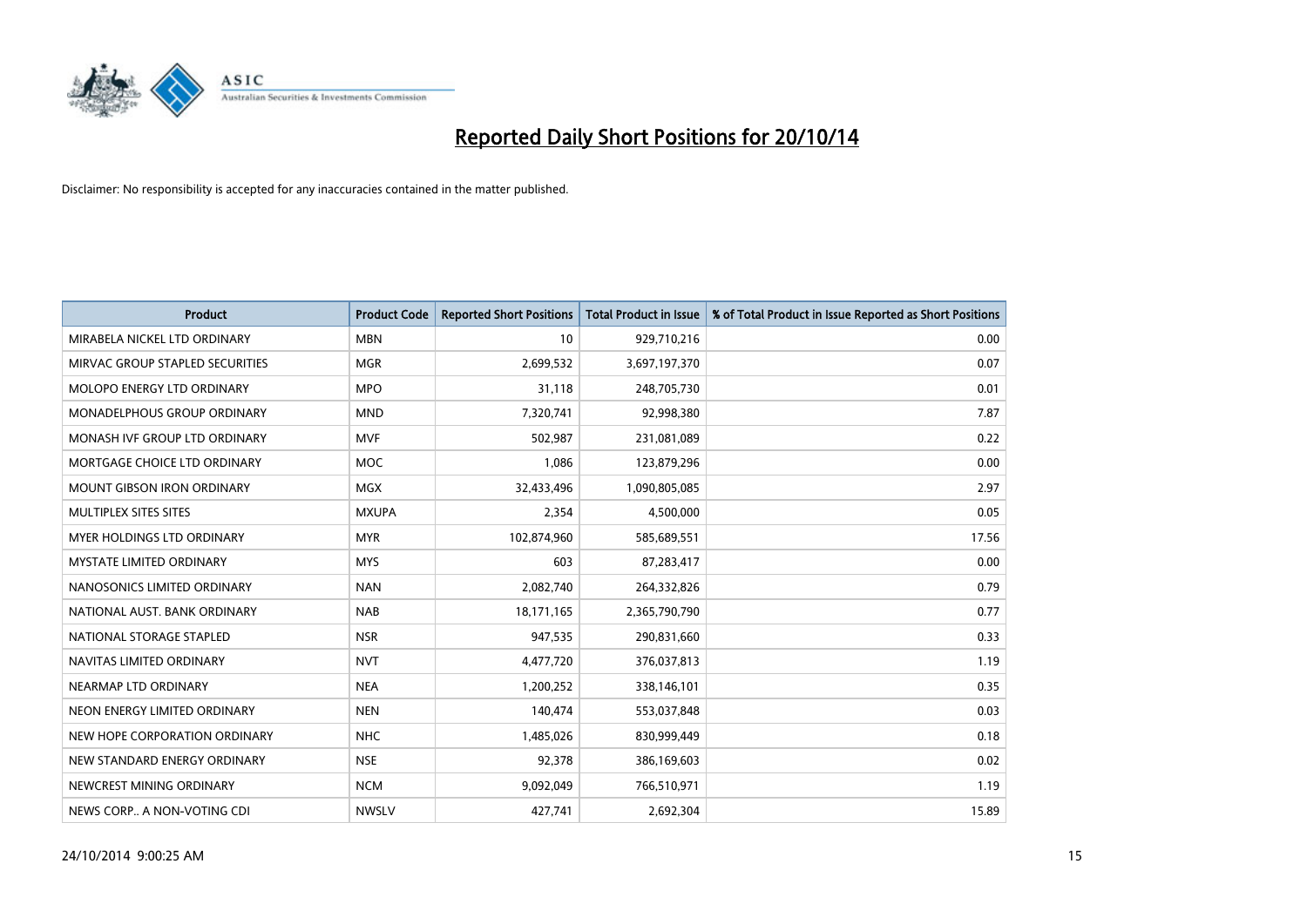# Reported Daily Short Positions for 20/10/14

Disclaimer: No responsibility is accepted for any inaccuracies contained in the matter published.

| Product | Product Code | Reported Short Positions | Total Product in Issue | % of Total Product in Issue Reported as Short Positions |
|---|---|---|---|---|
| MIRABELA NICKEL LTD ORDINARY | MBN | 10 | 929,710,216 | 0.00 |
| MIRVAC GROUP STAPLED SECURITIES | MGR | 2,699,532 | 3,697,197,370 | 0.07 |
| MOLOPO ENERGY LTD ORDINARY | MPO | 31,118 | 248,705,730 | 0.01 |
| MONADELPHOUS GROUP ORDINARY | MND | 7,320,741 | 92,998,380 | 7.87 |
| MONASH IVF GROUP LTD ORDINARY | MVF | 502,987 | 231,081,089 | 0.22 |
| MORTGAGE CHOICE LTD ORDINARY | MOC | 1,086 | 123,879,296 | 0.00 |
| MOUNT GIBSON IRON ORDINARY | MGX | 32,433,496 | 1,090,805,085 | 2.97 |
| MULTIPLEX SITES SITES | MXUPA | 2,354 | 4,500,000 | 0.05 |
| MYER HOLDINGS LTD ORDINARY | MYR | 102,874,960 | 585,689,551 | 17.56 |
| MYSTATE LIMITED ORDINARY | MYS | 603 | 87,283,417 | 0.00 |
| NANOSONICS LIMITED ORDINARY | NAN | 2,082,740 | 264,332,826 | 0.79 |
| NATIONAL AUST. BANK ORDINARY | NAB | 18,171,165 | 2,365,790,790 | 0.77 |
| NATIONAL STORAGE STAPLED | NSR | 947,535 | 290,831,660 | 0.33 |
| NAVITAS LIMITED ORDINARY | NVT | 4,477,720 | 376,037,813 | 1.19 |
| NEARMAP LTD ORDINARY | NEA | 1,200,252 | 338,146,101 | 0.35 |
| NEON ENERGY LIMITED ORDINARY | NEN | 140,474 | 553,037,848 | 0.03 |
| NEW HOPE CORPORATION ORDINARY | NHC | 1,485,026 | 830,999,449 | 0.18 |
| NEW STANDARD ENERGY ORDINARY | NSE | 92,378 | 386,169,603 | 0.02 |
| NEWCREST MINING ORDINARY | NCM | 9,092,049 | 766,510,971 | 1.19 |
| NEWS CORP.. A NON-VOTING CDI | NWSLV | 427,741 | 2,692,304 | 15.89 |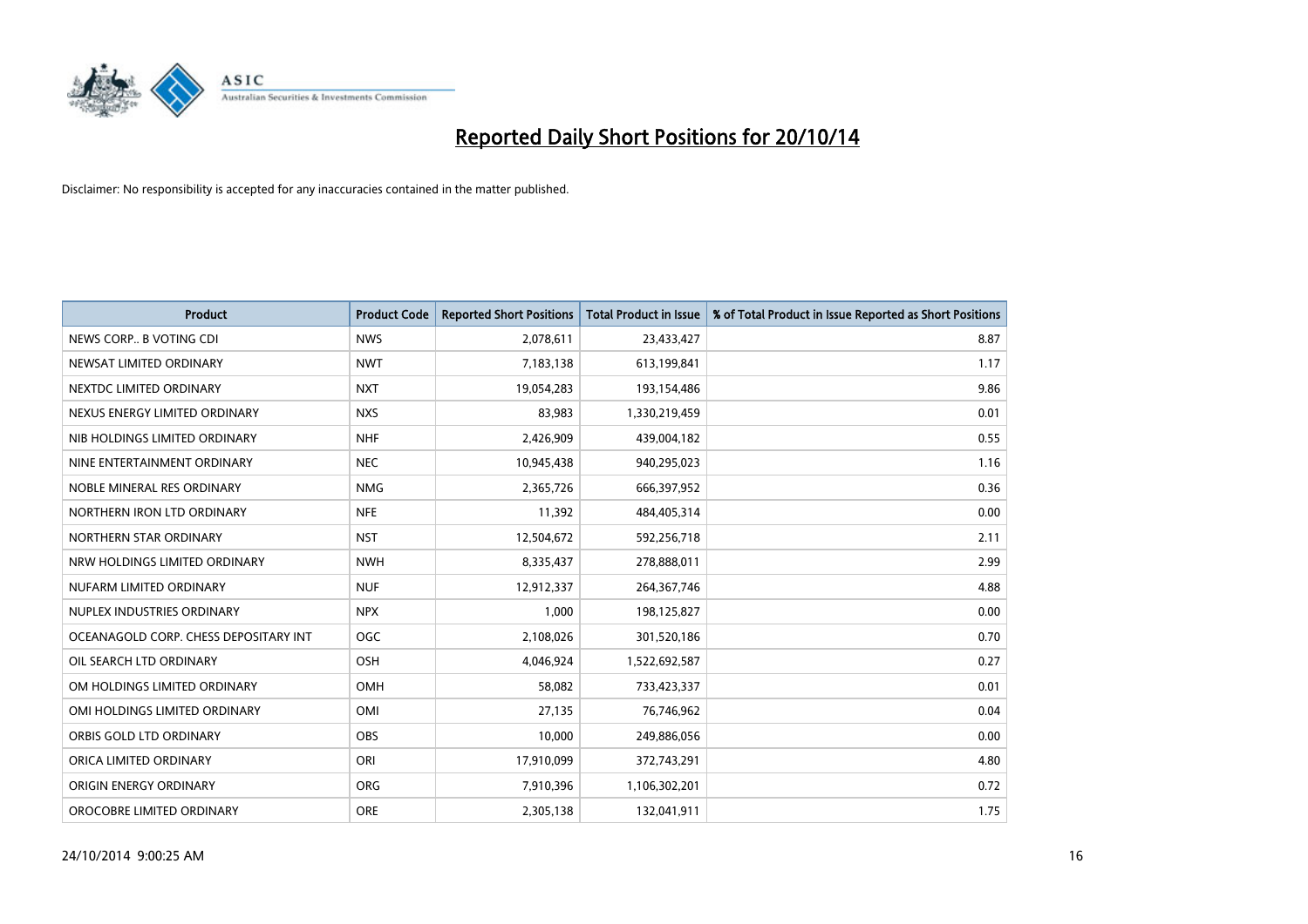# Reported Daily Short Positions for 20/10/14

Disclaimer: No responsibility is accepted for any inaccuracies contained in the matter published.

| Product | Product Code | Reported Short Positions | Total Product in Issue | % of Total Product in Issue Reported as Short Positions |
|---|---|---|---|---|
| NEWS CORP.. B VOTING CDI | NWS | 2,078,611 | 23,433,427 | 8.87 |
| NEWSAT LIMITED ORDINARY | NWT | 7,183,138 | 613,199,841 | 1.17 |
| NEXTDC LIMITED ORDINARY | NXT | 19,054,283 | 193,154,486 | 9.86 |
| NEXUS ENERGY LIMITED ORDINARY | NXS | 83,983 | 1,330,219,459 | 0.01 |
| NIB HOLDINGS LIMITED ORDINARY | NHF | 2,426,909 | 439,004,182 | 0.55 |
| NINE ENTERTAINMENT ORDINARY | NEC | 10,945,438 | 940,295,023 | 1.16 |
| NOBLE MINERAL RES ORDINARY | NMG | 2,365,726 | 666,397,952 | 0.36 |
| NORTHERN IRON LTD ORDINARY | NFE | 11,392 | 484,405,314 | 0.00 |
| NORTHERN STAR ORDINARY | NST | 12,504,672 | 592,256,718 | 2.11 |
| NRW HOLDINGS LIMITED ORDINARY | NWH | 8,335,437 | 278,888,011 | 2.99 |
| NUFARM LIMITED ORDINARY | NUF | 12,912,337 | 264,367,746 | 4.88 |
| NUPLEX INDUSTRIES ORDINARY | NPX | 1,000 | 198,125,827 | 0.00 |
| OCEANAGOLD CORP. CHESS DEPOSITARY INT | OGC | 2,108,026 | 301,520,186 | 0.70 |
| OIL SEARCH LTD ORDINARY | OSH | 4,046,924 | 1,522,692,587 | 0.27 |
| OM HOLDINGS LIMITED ORDINARY | OMH | 58,082 | 733,423,337 | 0.01 |
| OMI HOLDINGS LIMITED ORDINARY | OMI | 27,135 | 76,746,962 | 0.04 |
| ORBIS GOLD LTD ORDINARY | OBS | 10,000 | 249,886,056 | 0.00 |
| ORICA LIMITED ORDINARY | ORI | 17,910,099 | 372,743,291 | 4.80 |
| ORIGIN ENERGY ORDINARY | ORG | 7,910,396 | 1,106,302,201 | 0.72 |
| OROCOBRE LIMITED ORDINARY | ORE | 2,305,138 | 132,041,911 | 1.75 |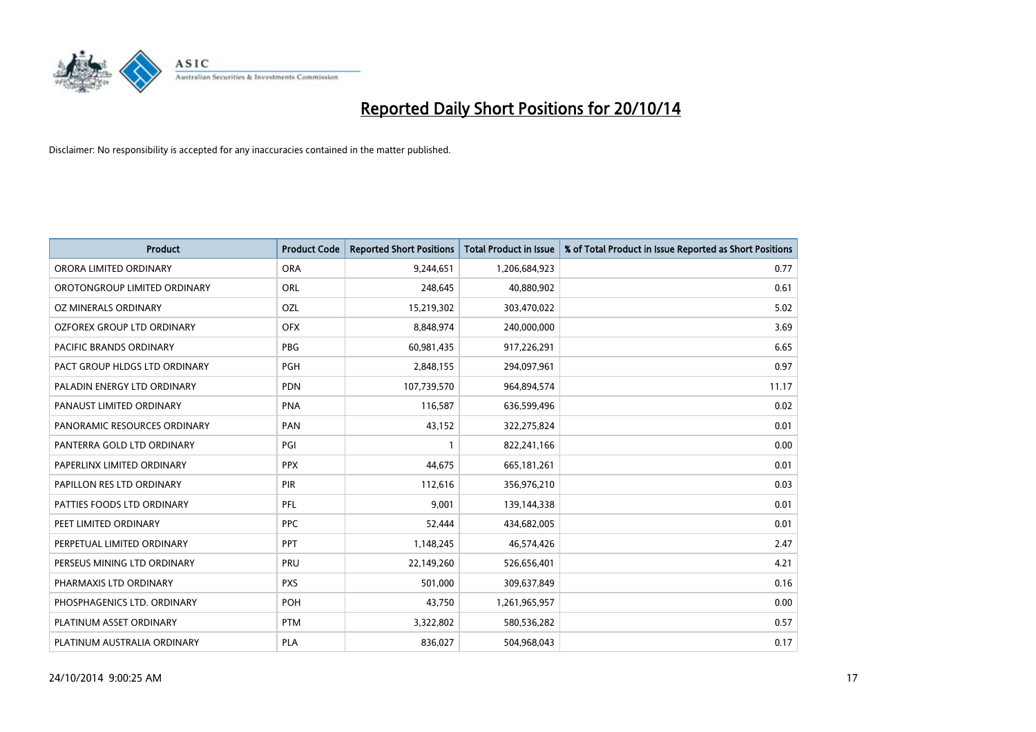# Reported Daily Short Positions for 20/10/14

Disclaimer: No responsibility is accepted for any inaccuracies contained in the matter published.

| Product | Product Code | Reported Short Positions | Total Product in Issue | % of Total Product in Issue Reported as Short Positions |
|---|---|---|---|---|
| ORORA LIMITED ORDINARY | ORA | 9,244,651 | 1,206,684,923 | 0.77 |
| OROTONGROUP LIMITED ORDINARY | ORL | 248,645 | 40,880,902 | 0.61 |
| OZ MINERALS ORDINARY | OZL | 15,219,302 | 303,470,022 | 5.02 |
| OZFOREX GROUP LTD ORDINARY | OFX | 8,848,974 | 240,000,000 | 3.69 |
| PACIFIC BRANDS ORDINARY | PBG | 60,981,435 | 917,226,291 | 6.65 |
| PACT GROUP HLDGS LTD ORDINARY | PGH | 2,848,155 | 294,097,961 | 0.97 |
| PALADIN ENERGY LTD ORDINARY | PDN | 107,739,570 | 964,894,574 | 11.17 |
| PANAUST LIMITED ORDINARY | PNA | 116,587 | 636,599,496 | 0.02 |
| PANORAMIC RESOURCES ORDINARY | PAN | 43,152 | 322,275,824 | 0.01 |
| PANTERRA GOLD LTD ORDINARY | PGI | 1 | 822,241,166 | 0.00 |
| PAPERLINX LIMITED ORDINARY | PPX | 44,675 | 665,181,261 | 0.01 |
| PAPILLON RES LTD ORDINARY | PIR | 112,616 | 356,976,210 | 0.03 |
| PATTIES FOODS LTD ORDINARY | PFL | 9,001 | 139,144,338 | 0.01 |
| PEET LIMITED ORDINARY | PPC | 52,444 | 434,682,005 | 0.01 |
| PERPETUAL LIMITED ORDINARY | PPT | 1,148,245 | 46,574,426 | 2.47 |
| PERSEUS MINING LTD ORDINARY | PRU | 22,149,260 | 526,656,401 | 4.21 |
| PHARMAXIS LTD ORDINARY | PXS | 501,000 | 309,637,849 | 0.16 |
| PHOSPHAGENICS LTD. ORDINARY | POH | 43,750 | 1,261,965,957 | 0.00 |
| PLATINUM ASSET ORDINARY | PTM | 3,322,802 | 580,536,282 | 0.57 |
| PLATINUM AUSTRALIA ORDINARY | PLA | 836,027 | 504,968,043 | 0.17 |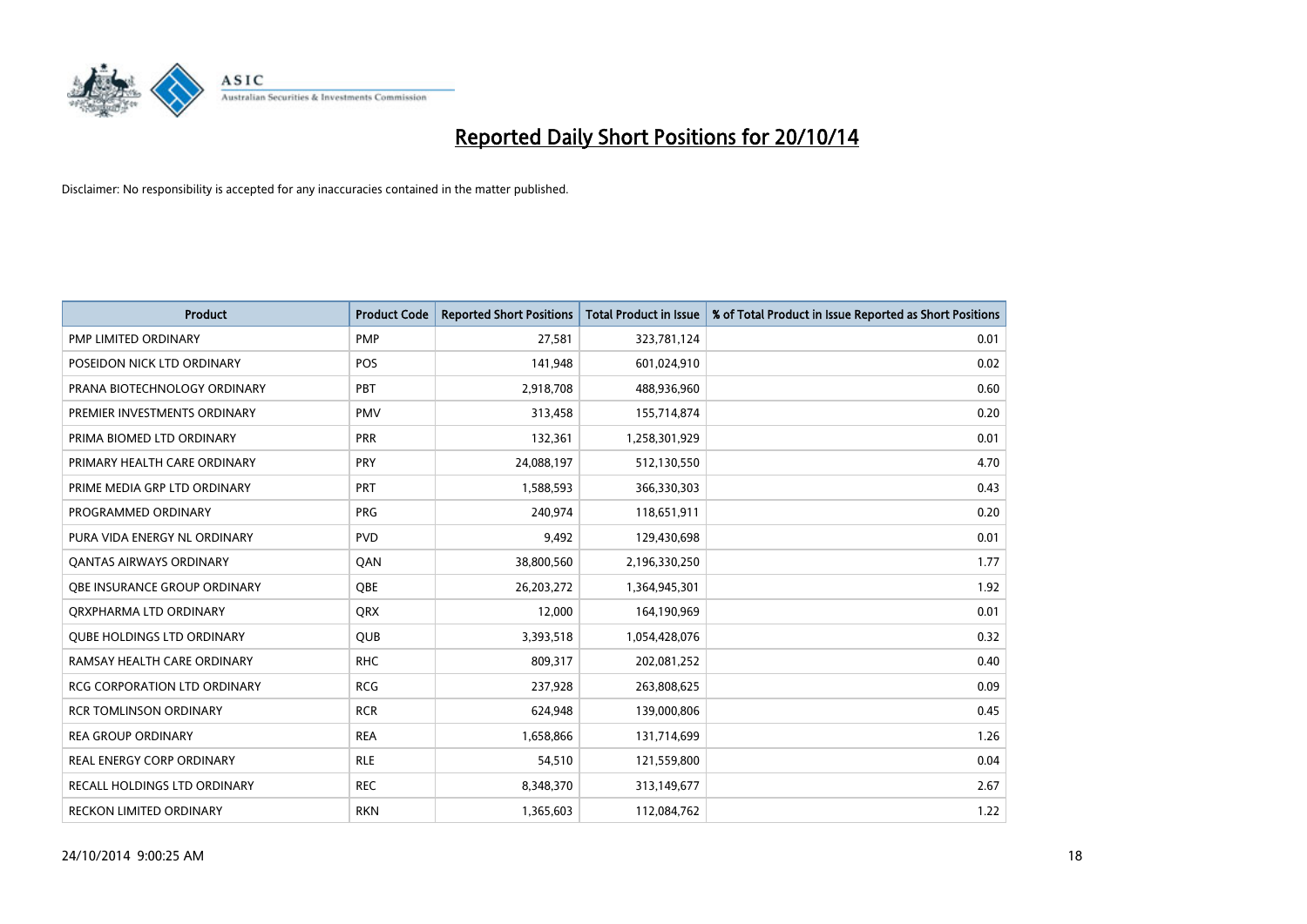# Reported Daily Short Positions for 20/10/14

Disclaimer: No responsibility is accepted for any inaccuracies contained in the matter published.

| Product | Product Code | Reported Short Positions | Total Product in Issue | % of Total Product in Issue Reported as Short Positions |
|---|---|---|---|---|
| PMP LIMITED ORDINARY | PMP | 27,581 | 323,781,124 | 0.01 |
| POSEIDON NICK LTD ORDINARY | POS | 141,948 | 601,024,910 | 0.02 |
| PRANA BIOTECHNOLOGY ORDINARY | PBT | 2,918,708 | 488,936,960 | 0.60 |
| PREMIER INVESTMENTS ORDINARY | PMV | 313,458 | 155,714,874 | 0.20 |
| PRIMA BIOMED LTD ORDINARY | PRR | 132,361 | 1,258,301,929 | 0.01 |
| PRIMARY HEALTH CARE ORDINARY | PRY | 24,088,197 | 512,130,550 | 4.70 |
| PRIME MEDIA GRP LTD ORDINARY | PRT | 1,588,593 | 366,330,303 | 0.43 |
| PROGRAMMED ORDINARY | PRG | 240,974 | 118,651,911 | 0.20 |
| PURA VIDA ENERGY NL ORDINARY | PVD | 9,492 | 129,430,698 | 0.01 |
| QANTAS AIRWAYS ORDINARY | QAN | 38,800,560 | 2,196,330,250 | 1.77 |
| QBE INSURANCE GROUP ORDINARY | QBE | 26,203,272 | 1,364,945,301 | 1.92 |
| QRXPHARMA LTD ORDINARY | QRX | 12,000 | 164,190,969 | 0.01 |
| QUBE HOLDINGS LTD ORDINARY | QUB | 3,393,518 | 1,054,428,076 | 0.32 |
| RAMSAY HEALTH CARE ORDINARY | RHC | 809,317 | 202,081,252 | 0.40 |
| RCG CORPORATION LTD ORDINARY | RCG | 237,928 | 263,808,625 | 0.09 |
| RCR TOMLINSON ORDINARY | RCR | 624,948 | 139,000,806 | 0.45 |
| REA GROUP ORDINARY | REA | 1,658,866 | 131,714,699 | 1.26 |
| REAL ENERGY CORP ORDINARY | RLE | 54,510 | 121,559,800 | 0.04 |
| RECALL HOLDINGS LTD ORDINARY | REC | 8,348,370 | 313,149,677 | 2.67 |
| RECKON LIMITED ORDINARY | RKN | 1,365,603 | 112,084,762 | 1.22 |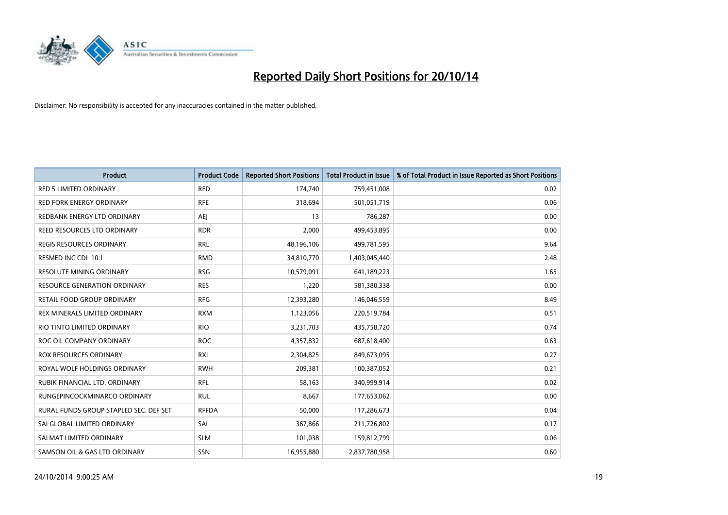# Reported Daily Short Positions for 20/10/14

Disclaimer: No responsibility is accepted for any inaccuracies contained in the matter published.

| Product | Product Code | Reported Short Positions | Total Product in Issue | % of Total Product in Issue Reported as Short Positions |
|---|---|---|---|---|
| RED 5 LIMITED ORDINARY | RED | 174,740 | 759,451,008 | 0.02 |
| RED FORK ENERGY ORDINARY | RFE | 318,694 | 501,051,719 | 0.06 |
| REDBANK ENERGY LTD ORDINARY | AEJ | 13 | 786,287 | 0.00 |
| REED RESOURCES LTD ORDINARY | RDR | 2,000 | 499,453,895 | 0.00 |
| REGIS RESOURCES ORDINARY | RRL | 48,196,106 | 499,781,595 | 9.64 |
| RESMED INC CDI 10:1 | RMD | 34,810,770 | 1,403,045,440 | 2.48 |
| RESOLUTE MINING ORDINARY | RSG | 10,579,091 | 641,189,223 | 1.65 |
| RESOURCE GENERATION ORDINARY | RES | 1,220 | 581,380,338 | 0.00 |
| RETAIL FOOD GROUP ORDINARY | RFG | 12,393,280 | 146,046,559 | 8.49 |
| REX MINERALS LIMITED ORDINARY | RXM | 1,123,056 | 220,519,784 | 0.51 |
| RIO TINTO LIMITED ORDINARY | RIO | 3,231,703 | 435,758,720 | 0.74 |
| ROC OIL COMPANY ORDINARY | ROC | 4,357,832 | 687,618,400 | 0.63 |
| ROX RESOURCES ORDINARY | RXL | 2,304,825 | 849,673,095 | 0.27 |
| ROYAL WOLF HOLDINGS ORDINARY | RWH | 209,381 | 100,387,052 | 0.21 |
| RUBIK FINANCIAL LTD. ORDINARY | RFL | 58,163 | 340,999,914 | 0.02 |
| RUNGEPINCOCKMINARCO ORDINARY | RUL | 8,667 | 177,653,062 | 0.00 |
| RURAL FUNDS GROUP STAPLED SEC. DEF SET | RFFDA | 50,000 | 117,286,673 | 0.04 |
| SAI GLOBAL LIMITED ORDINARY | SAI | 367,866 | 211,726,802 | 0.17 |
| SALMAT LIMITED ORDINARY | SLM | 101,038 | 159,812,799 | 0.06 |
| SAMSON OIL & GAS LTD ORDINARY | SSN | 16,955,880 | 2,837,780,958 | 0.60 |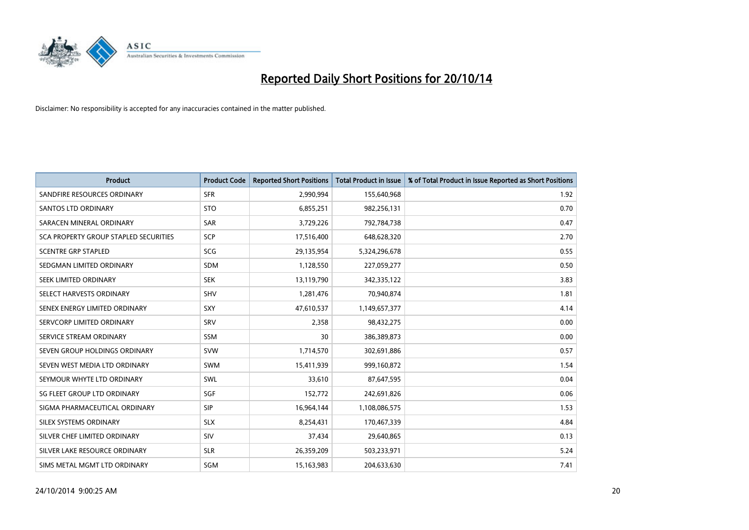# Reported Daily Short Positions for 20/10/14

Disclaimer: No responsibility is accepted for any inaccuracies contained in the matter published.

| Product | Product Code | Reported Short Positions | Total Product in Issue | % of Total Product in Issue Reported as Short Positions |
|---|---|---|---|---|
| SANDFIRE RESOURCES ORDINARY | SFR | 2,990,994 | 155,640,968 | 1.92 |
| SANTOS LTD ORDINARY | STO | 6,855,251 | 982,256,131 | 0.70 |
| SARACEN MINERAL ORDINARY | SAR | 3,729,226 | 792,784,738 | 0.47 |
| SCA PROPERTY GROUP STAPLED SECURITIES | SCP | 17,516,400 | 648,628,320 | 2.70 |
| SCENTRE GRP STAPLED | SCG | 29,135,954 | 5,324,296,678 | 0.55 |
| SEDGMAN LIMITED ORDINARY | SDM | 1,128,550 | 227,059,277 | 0.50 |
| SEEK LIMITED ORDINARY | SEK | 13,119,790 | 342,335,122 | 3.83 |
| SELECT HARVESTS ORDINARY | SHV | 1,281,476 | 70,940,874 | 1.81 |
| SENEX ENERGY LIMITED ORDINARY | SXY | 47,610,537 | 1,149,657,377 | 4.14 |
| SERVCORP LIMITED ORDINARY | SRV | 2,358 | 98,432,275 | 0.00 |
| SERVICE STREAM ORDINARY | SSM | 30 | 386,389,873 | 0.00 |
| SEVEN GROUP HOLDINGS ORDINARY | SVW | 1,714,570 | 302,691,886 | 0.57 |
| SEVEN WEST MEDIA LTD ORDINARY | SWM | 15,411,939 | 999,160,872 | 1.54 |
| SEYMOUR WHYTE LTD ORDINARY | SWL | 33,610 | 87,647,595 | 0.04 |
| SG FLEET GROUP LTD ORDINARY | SGF | 152,772 | 242,691,826 | 0.06 |
| SIGMA PHARMACEUTICAL ORDINARY | SIP | 16,964,144 | 1,108,086,575 | 1.53 |
| SILEX SYSTEMS ORDINARY | SLX | 8,254,431 | 170,467,339 | 4.84 |
| SILVER CHEF LIMITED ORDINARY | SIV | 37,434 | 29,640,865 | 0.13 |
| SILVER LAKE RESOURCE ORDINARY | SLR | 26,359,209 | 503,233,971 | 5.24 |
| SIMS METAL MGMT LTD ORDINARY | SGM | 15,163,983 | 204,633,630 | 7.41 |

24/10/2014 9:00:25 AM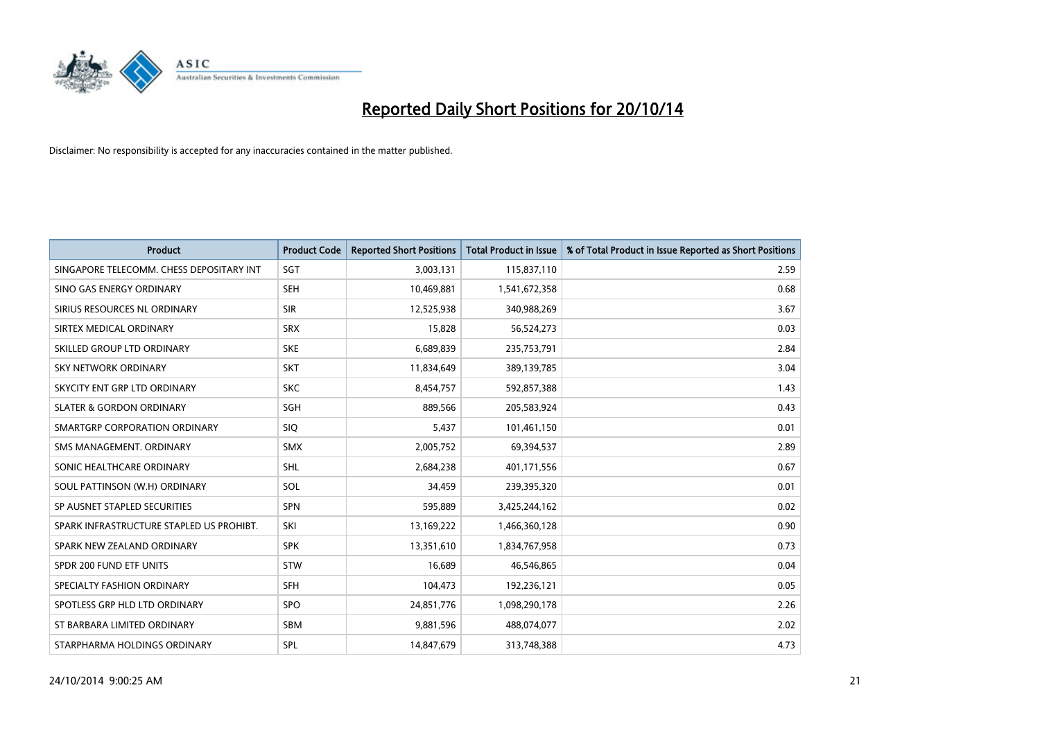# Reported Daily Short Positions for 20/10/14

Disclaimer: No responsibility is accepted for any inaccuracies contained in the matter published.

| Product | Product Code | Reported Short Positions | Total Product in Issue | % of Total Product in Issue Reported as Short Positions |
|---|---|---|---|---|
| SINGAPORE TELECOMM. CHESS DEPOSITARY INT | SGT | 3,003,131 | 115,837,110 | 2.59 |
| SINO GAS ENERGY ORDINARY | SEH | 10,469,881 | 1,541,672,358 | 0.68 |
| SIRIUS RESOURCES NL ORDINARY | SIR | 12,525,938 | 340,988,269 | 3.67 |
| SIRTEX MEDICAL ORDINARY | SRX | 15,828 | 56,524,273 | 0.03 |
| SKILLED GROUP LTD ORDINARY | SKE | 6,689,839 | 235,753,791 | 2.84 |
| SKY NETWORK ORDINARY | SKT | 11,834,649 | 389,139,785 | 3.04 |
| SKYCITY ENT GRP LTD ORDINARY | SKC | 8,454,757 | 592,857,388 | 1.43 |
| SLATER & GORDON ORDINARY | SGH | 889,566 | 205,583,924 | 0.43 |
| SMARTGRP CORPORATION ORDINARY | SIQ | 5,437 | 101,461,150 | 0.01 |
| SMS MANAGEMENT. ORDINARY | SMX | 2,005,752 | 69,394,537 | 2.89 |
| SONIC HEALTHCARE ORDINARY | SHL | 2,684,238 | 401,171,556 | 0.67 |
| SOUL PATTINSON (W.H) ORDINARY | SOL | 34,459 | 239,395,320 | 0.01 |
| SP AUSNET STAPLED SECURITIES | SPN | 595,889 | 3,425,244,162 | 0.02 |
| SPARK INFRASTRUCTURE STAPLED US PROHIBT. | SKI | 13,169,222 | 1,466,360,128 | 0.90 |
| SPARK NEW ZEALAND ORDINARY | SPK | 13,351,610 | 1,834,767,958 | 0.73 |
| SPDR 200 FUND ETF UNITS | STW | 16,689 | 46,546,865 | 0.04 |
| SPECIALTY FASHION ORDINARY | SFH | 104,473 | 192,236,121 | 0.05 |
| SPOTLESS GRP HLD LTD ORDINARY | SPO | 24,851,776 | 1,098,290,178 | 2.26 |
| ST BARBARA LIMITED ORDINARY | SBM | 9,881,596 | 488,074,077 | 2.02 |
| STARPHARMA HOLDINGS ORDINARY | SPL | 14,847,679 | 313,748,388 | 4.73 |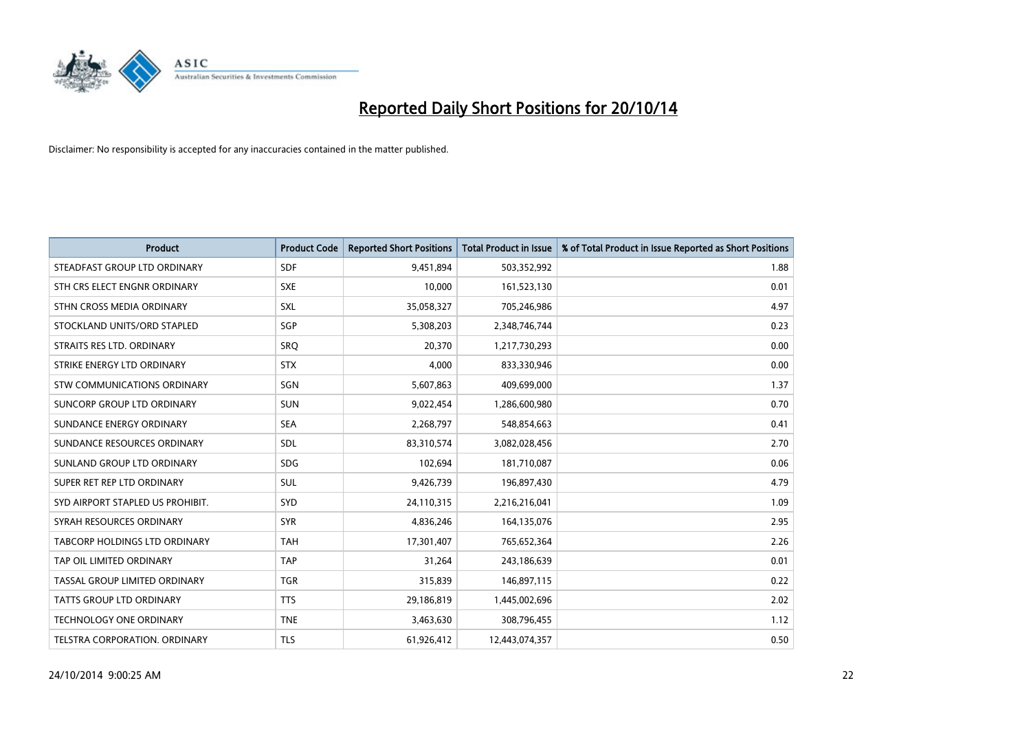# Reported Daily Short Positions for 20/10/14

Disclaimer: No responsibility is accepted for any inaccuracies contained in the matter published.

| Product | Product Code | Reported Short Positions | Total Product in Issue | % of Total Product in Issue Reported as Short Positions |
| --- | --- | --- | --- | --- |
| STEADFAST GROUP LTD ORDINARY | SDF | 9,451,894 | 503,352,992 | 1.88 |
| STH CRS ELECT ENGNR ORDINARY | SXE | 10,000 | 161,523,130 | 0.01 |
| STHN CROSS MEDIA ORDINARY | SXL | 35,058,327 | 705,246,986 | 4.97 |
| STOCKLAND UNITS/ORD STAPLED | SGP | 5,308,203 | 2,348,746,744 | 0.23 |
| STRAITS RES LTD. ORDINARY | SRQ | 20,370 | 1,217,730,293 | 0.00 |
| STRIKE ENERGY LTD ORDINARY | STX | 4,000 | 833,330,946 | 0.00 |
| STW COMMUNICATIONS ORDINARY | SGN | 5,607,863 | 409,699,000 | 1.37 |
| SUNCORP GROUP LTD ORDINARY | SUN | 9,022,454 | 1,286,600,980 | 0.70 |
| SUNDANCE ENERGY ORDINARY | SEA | 2,268,797 | 548,854,663 | 0.41 |
| SUNDANCE RESOURCES ORDINARY | SDL | 83,310,574 | 3,082,028,456 | 2.70 |
| SUNLAND GROUP LTD ORDINARY | SDG | 102,694 | 181,710,087 | 0.06 |
| SUPER RET REP LTD ORDINARY | SUL | 9,426,739 | 196,897,430 | 4.79 |
| SYD AIRPORT STAPLED US PROHIBIT. | SYD | 24,110,315 | 2,216,216,041 | 1.09 |
| SYRAH RESOURCES ORDINARY | SYR | 4,836,246 | 164,135,076 | 2.95 |
| TABCORP HOLDINGS LTD ORDINARY | TAH | 17,301,407 | 765,652,364 | 2.26 |
| TAP OIL LIMITED ORDINARY | TAP | 31,264 | 243,186,639 | 0.01 |
| TASSAL GROUP LIMITED ORDINARY | TGR | 315,839 | 146,897,115 | 0.22 |
| TATTS GROUP LTD ORDINARY | TTS | 29,186,819 | 1,445,002,696 | 2.02 |
| TECHNOLOGY ONE ORDINARY | TNE | 3,463,630 | 308,796,455 | 1.12 |
| TELSTRA CORPORATION. ORDINARY | TLS | 61,926,412 | 12,443,074,357 | 0.50 |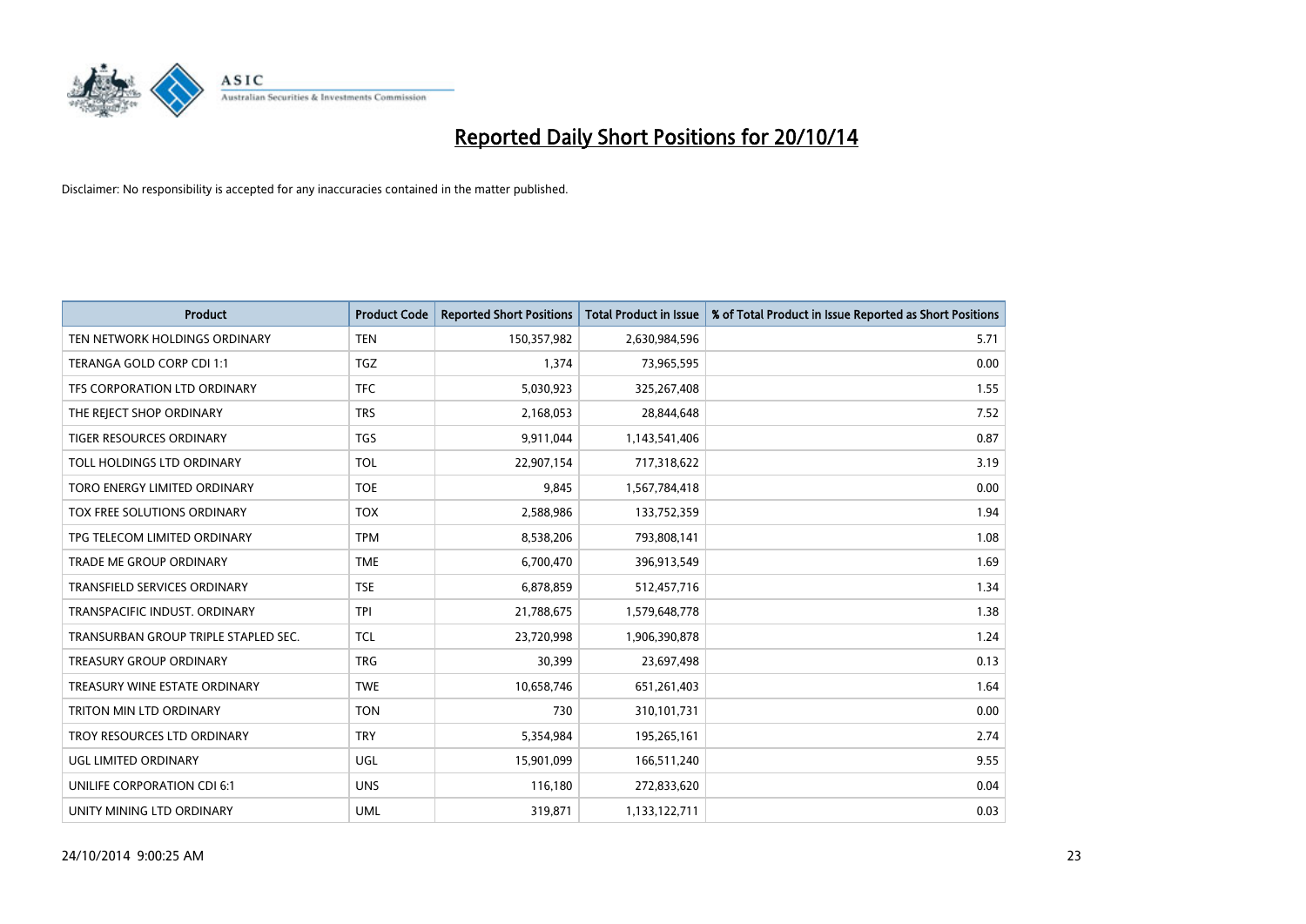# Reported Daily Short Positions for 20/10/14

Disclaimer: No responsibility is accepted for any inaccuracies contained in the matter published.

| Product | Product Code | Reported Short Positions | Total Product in Issue | % of Total Product in Issue Reported as Short Positions |
|---|---|---|---|---|
| TEN NETWORK HOLDINGS ORDINARY | TEN | 150,357,982 | 2,630,984,596 | 5.71 |
| TERANGA GOLD CORP CDI 1:1 | TGZ | 1,374 | 73,965,595 | 0.00 |
| TFS CORPORATION LTD ORDINARY | TFC | 5,030,923 | 325,267,408 | 1.55 |
| THE REJECT SHOP ORDINARY | TRS | 2,168,053 | 28,844,648 | 7.52 |
| TIGER RESOURCES ORDINARY | TGS | 9,911,044 | 1,143,541,406 | 0.87 |
| TOLL HOLDINGS LTD ORDINARY | TOL | 22,907,154 | 717,318,622 | 3.19 |
| TORO ENERGY LIMITED ORDINARY | TOE | 9,845 | 1,567,784,418 | 0.00 |
| TOX FREE SOLUTIONS ORDINARY | TOX | 2,588,986 | 133,752,359 | 1.94 |
| TPG TELECOM LIMITED ORDINARY | TPM | 8,538,206 | 793,808,141 | 1.08 |
| TRADE ME GROUP ORDINARY | TME | 6,700,470 | 396,913,549 | 1.69 |
| TRANSFIELD SERVICES ORDINARY | TSE | 6,878,859 | 512,457,716 | 1.34 |
| TRANSPACIFIC INDUST. ORDINARY | TPI | 21,788,675 | 1,579,648,778 | 1.38 |
| TRANSURBAN GROUP TRIPLE STAPLED SEC. | TCL | 23,720,998 | 1,906,390,878 | 1.24 |
| TREASURY GROUP ORDINARY | TRG | 30,399 | 23,697,498 | 0.13 |
| TREASURY WINE ESTATE ORDINARY | TWE | 10,658,746 | 651,261,403 | 1.64 |
| TRITON MIN LTD ORDINARY | TON | 730 | 310,101,731 | 0.00 |
| TROY RESOURCES LTD ORDINARY | TRY | 5,354,984 | 195,265,161 | 2.74 |
| UGL LIMITED ORDINARY | UGL | 15,901,099 | 166,511,240 | 9.55 |
| UNILIFE CORPORATION CDI 6:1 | UNS | 116,180 | 272,833,620 | 0.04 |
| UNITY MINING LTD ORDINARY | UML | 319,871 | 1,133,122,711 | 0.03 |

24/10/2014 9:00:25 AM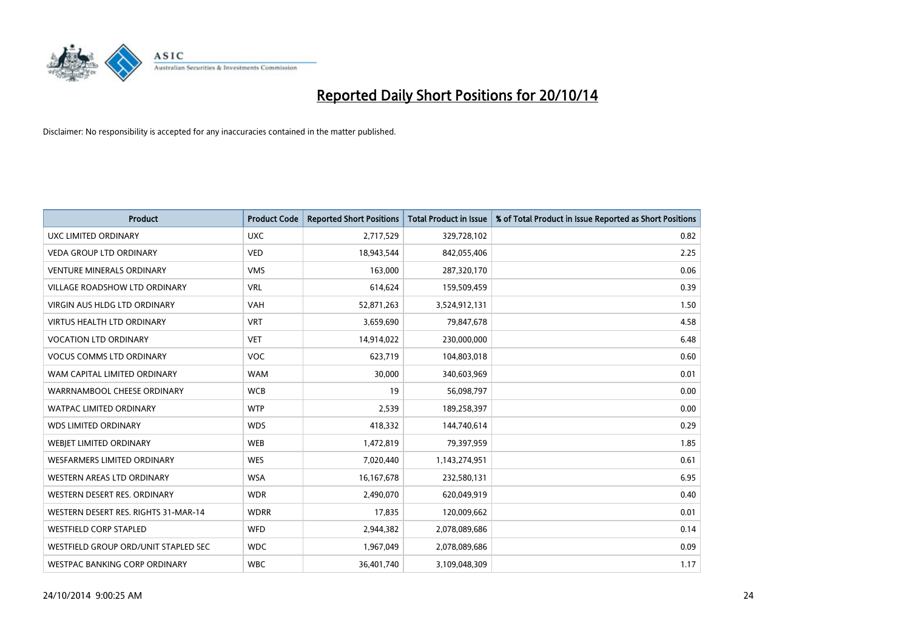# Reported Daily Short Positions for 20/10/14

Disclaimer: No responsibility is accepted for any inaccuracies contained in the matter published.

| Product | Product Code | Reported Short Positions | Total Product in Issue | % of Total Product in Issue Reported as Short Positions |
|---|---|---|---|---|
| UXC LIMITED ORDINARY | UXC | 2,717,529 | 329,728,102 | 0.82 |
| VEDA GROUP LTD ORDINARY | VED | 18,943,544 | 842,055,406 | 2.25 |
| VENTURE MINERALS ORDINARY | VMS | 163,000 | 287,320,170 | 0.06 |
| VILLAGE ROADSHOW LTD ORDINARY | VRL | 614,624 | 159,509,459 | 0.39 |
| VIRGIN AUS HLDG LTD ORDINARY | VAH | 52,871,263 | 3,524,912,131 | 1.50 |
| VIRTUS HEALTH LTD ORDINARY | VRT | 3,659,690 | 79,847,678 | 4.58 |
| VOCATION LTD ORDINARY | VET | 14,914,022 | 230,000,000 | 6.48 |
| VOCUS COMMS LTD ORDINARY | VOC | 623,719 | 104,803,018 | 0.60 |
| WAM CAPITAL LIMITED ORDINARY | WAM | 30,000 | 340,603,969 | 0.01 |
| WARRNAMBOOL CHEESE ORDINARY | WCB | 19 | 56,098,797 | 0.00 |
| WATPAC LIMITED ORDINARY | WTP | 2,539 | 189,258,397 | 0.00 |
| WDS LIMITED ORDINARY | WDS | 418,332 | 144,740,614 | 0.29 |
| WEBJET LIMITED ORDINARY | WEB | 1,472,819 | 79,397,959 | 1.85 |
| WESFARMERS LIMITED ORDINARY | WES | 7,020,440 | 1,143,274,951 | 0.61 |
| WESTERN AREAS LTD ORDINARY | WSA | 16,167,678 | 232,580,131 | 6.95 |
| WESTERN DESERT RES. ORDINARY | WDR | 2,490,070 | 620,049,919 | 0.40 |
| WESTERN DESERT RES. RIGHTS 31-MAR-14 | WDRR | 17,835 | 120,009,662 | 0.01 |
| WESTFIELD CORP STAPLED | WFD | 2,944,382 | 2,078,089,686 | 0.14 |
| WESTFIELD GROUP ORD/UNIT STAPLED SEC | WDC | 1,967,049 | 2,078,089,686 | 0.09 |
| WESTPAC BANKING CORP ORDINARY | WBC | 36,401,740 | 3,109,048,309 | 1.17 |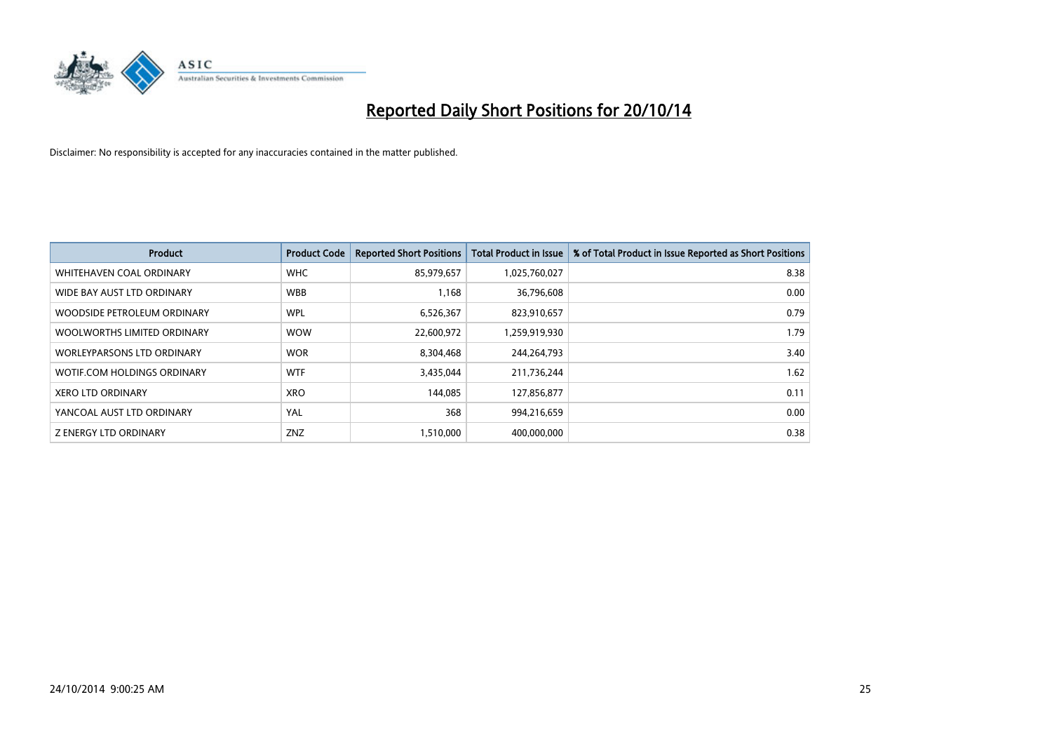# Reported Daily Short Positions for 20/10/14

Disclaimer: No responsibility is accepted for any inaccuracies contained in the matter published.

| Product | Product Code | Reported Short Positions | Total Product in Issue | % of Total Product in Issue Reported as Short Positions |
|---|---|---|---|---|
| WHITEHAVEN COAL ORDINARY | WHC | 85,979,657 | 1,025,760,027 | 8.38 |
| WIDE BAY AUST LTD ORDINARY | WBB | 1,168 | 36,796,608 | 0.00 |
| WOODSIDE PETROLEUM ORDINARY | WPL | 6,526,367 | 823,910,657 | 0.79 |
| WOOLWORTHS LIMITED ORDINARY | WOW | 22,600,972 | 1,259,919,930 | 1.79 |
| WORLEYPARSONS LTD ORDINARY | WOR | 8,304,468 | 244,264,793 | 3.40 |
| WOTIF.COM HOLDINGS ORDINARY | WTF | 3,435,044 | 211,736,244 | 1.62 |
| XERO LTD ORDINARY | XRO | 144,085 | 127,856,877 | 0.11 |
| YANCOAL AUST LTD ORDINARY | YAL | 368 | 994,216,659 | 0.00 |
| Z ENERGY LTD ORDINARY | ZNZ | 1,510,000 | 400,000,000 | 0.38 |

24/10/2014 9:00:25 AM